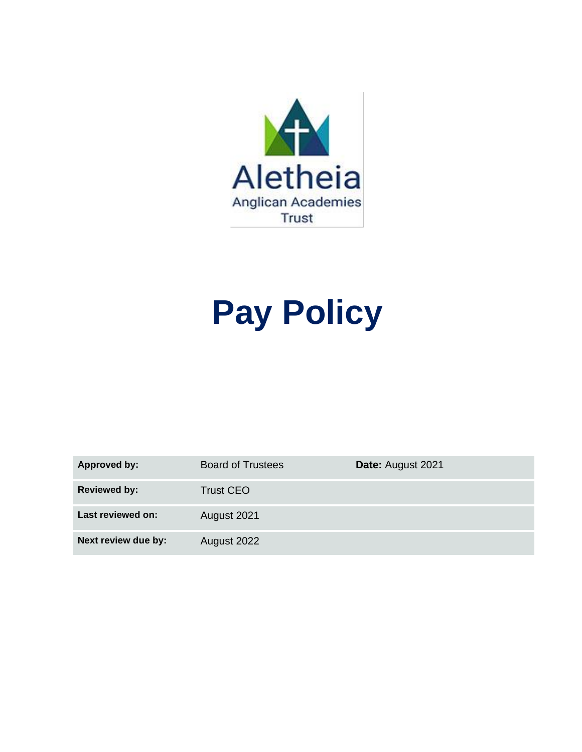Aletheia

Anglican Academies Trust

# Pay Policy

| Approved by: | Board of Trustees | Date: August 2021 |
|---|---|---|
| Reviewed by: | Trust CEO | |
| Last reviewed on: | August 2021 | |
| Next review due by: | August 2022 | |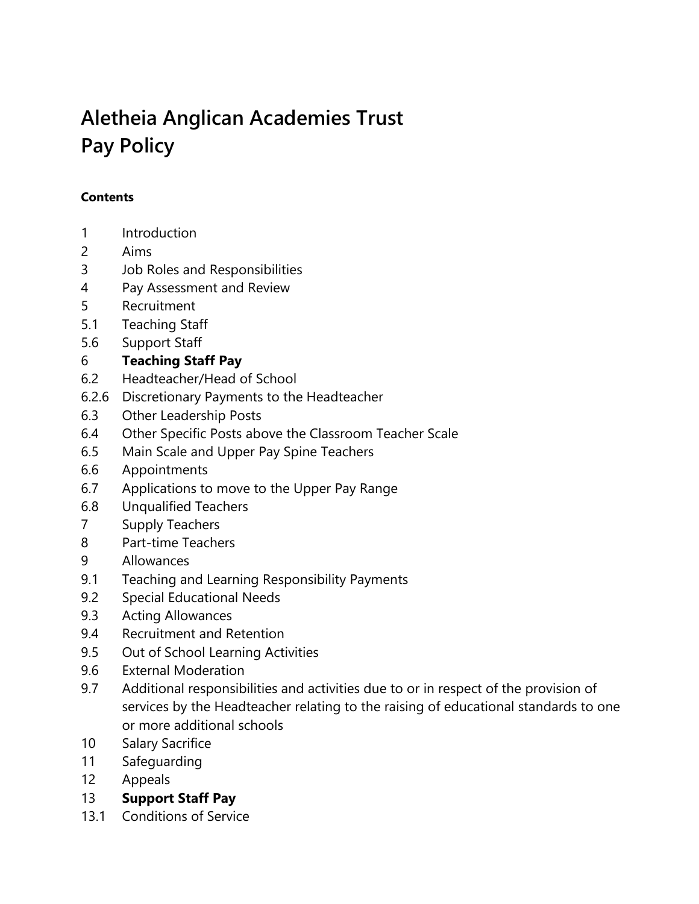# Aletheia Anglican Academies Trust
# Pay Policy

**Contents**

1 Introduction
2 Aims
3 Job Roles and Responsibilities
4 Pay Assessment and Review
5 Recruitment
5.1 Teaching Staff
5.6 Support Staff
6 **Teaching Staff Pay**
6.2 Headteacher/Head of School
6.2.6 Discretionary Payments to the Headteacher
6.3 Other Leadership Posts
6.4 Other Specific Posts above the Classroom Teacher Scale
6.5 Main Scale and Upper Pay Spine Teachers
6.6 Appointments
6.7 Applications to move to the Upper Pay Range
6.8 Unqualified Teachers
7 Supply Teachers
8 Part-time Teachers
9 Allowances
9.1 Teaching and Learning Responsibility Payments
9.2 Special Educational Needs
9.3 Acting Allowances
9.4 Recruitment and Retention
9.5 Out of School Learning Activities
9.6 External Moderation
9.7 Additional responsibilities and activities due to or in respect of the provision of services by the Headteacher relating to the raising of educational standards to one or more additional schools
10 Salary Sacrifice
11 Safeguarding
12 Appeals
13 **Support Staff Pay**
13.1 Conditions of Service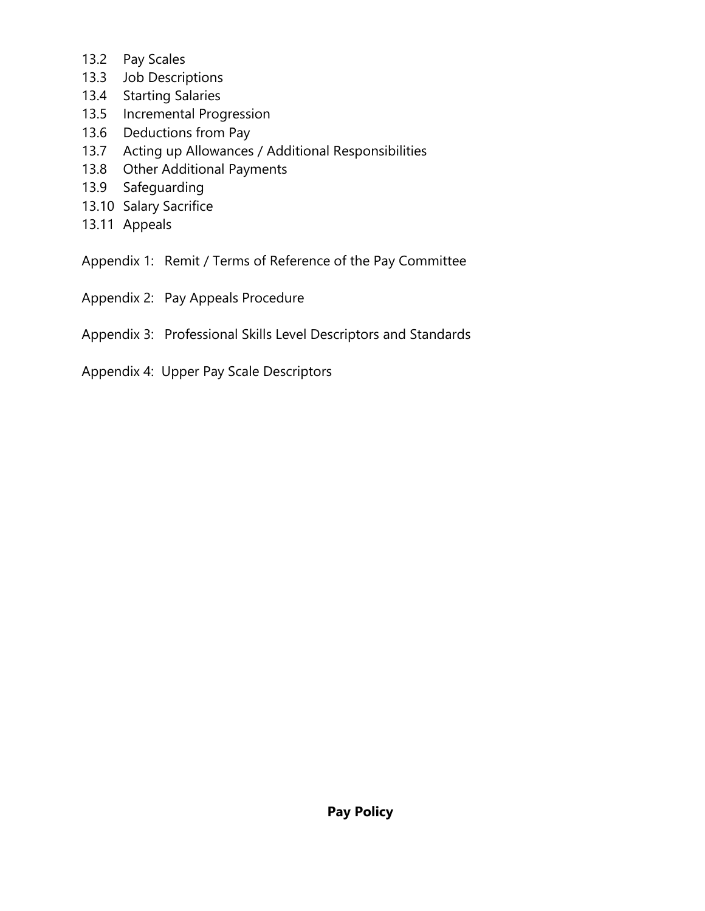13.2 Pay Scales
13.3 Job Descriptions
13.4 Starting Salaries
13.5 Incremental Progression
13.6 Deductions from Pay
13.7 Acting up Allowances / Additional Responsibilities
13.8 Other Additional Payments
13.9 Safeguarding
13.10 Salary Sacrifice
13.11 Appeals

Appendix 1: Remit / Terms of Reference of the Pay Committee

Appendix 2: Pay Appeals Procedure

Appendix 3: Professional Skills Level Descriptors and Standards

Appendix 4: Upper Pay Scale Descriptors

**Pay Policy**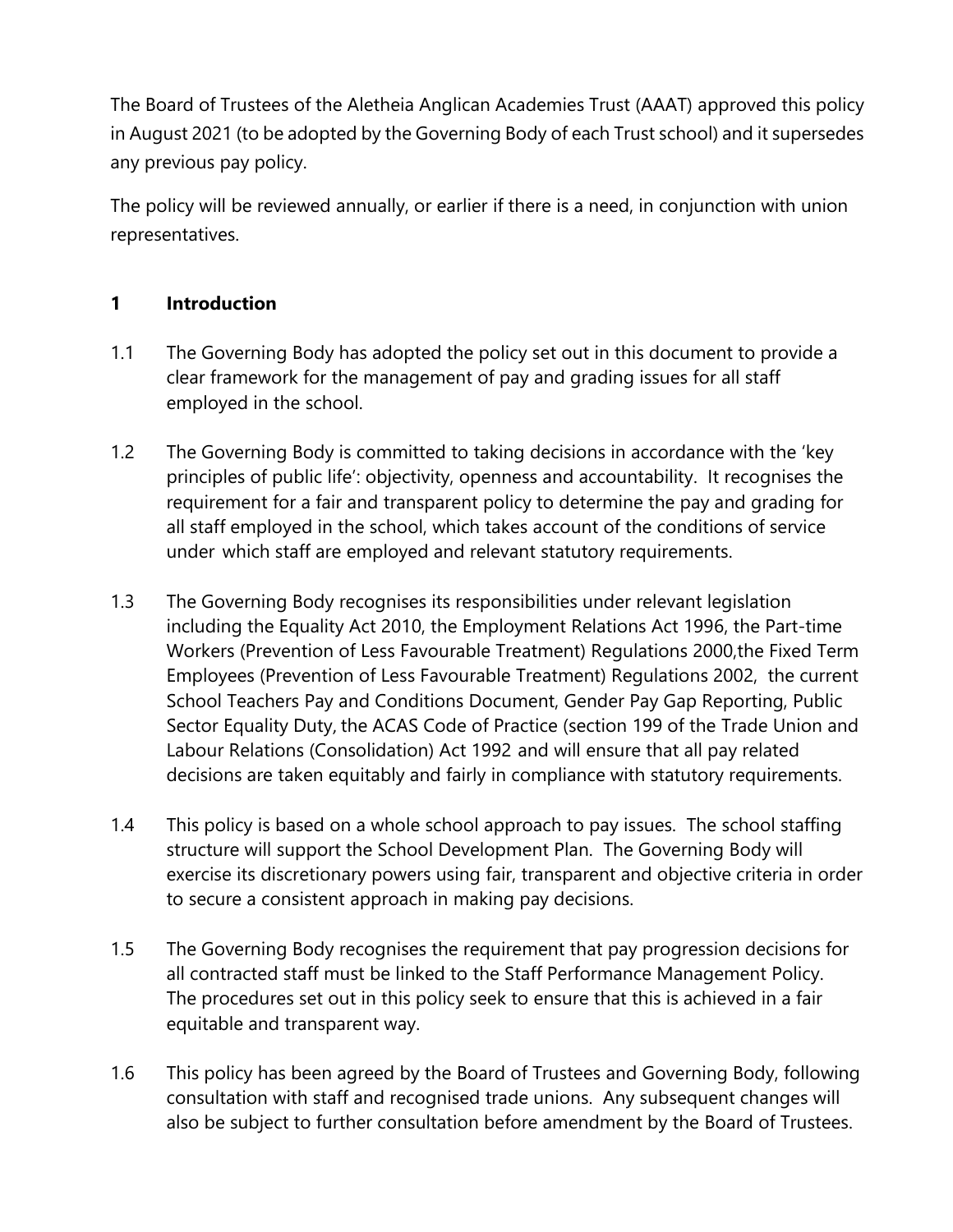The Board of Trustees of the Aletheia Anglican Academies Trust (AAAT) approved this policy in August 2021 (to be adopted by the Governing Body of each Trust school) and it supersedes any previous pay policy.

The policy will be reviewed annually, or earlier if there is a need, in conjunction with union representatives.

## 1 Introduction

1.1 The Governing Body has adopted the policy set out in this document to provide a clear framework for the management of pay and grading issues for all staff employed in the school.

1.2 The Governing Body is committed to taking decisions in accordance with the 'key principles of public life': objectivity, openness and accountability. It recognises the requirement for a fair and transparent policy to determine the pay and grading for all staff employed in the school, which takes account of the conditions of service under which staff are employed and relevant statutory requirements.

1.3 The Governing Body recognises its responsibilities under relevant legislation including the Equality Act 2010, the Employment Relations Act 1996, the Part-time Workers (Prevention of Less Favourable Treatment) Regulations 2000,the Fixed Term Employees (Prevention of Less Favourable Treatment) Regulations 2002, the current School Teachers Pay and Conditions Document, Gender Pay Gap Reporting, Public Sector Equality Duty, the ACAS Code of Practice (section 199 of the Trade Union and Labour Relations (Consolidation) Act 1992 and will ensure that all pay related decisions are taken equitably and fairly in compliance with statutory requirements.

1.4 This policy is based on a whole school approach to pay issues. The school staffing structure will support the School Development Plan. The Governing Body will exercise its discretionary powers using fair, transparent and objective criteria in order to secure a consistent approach in making pay decisions.

1.5 The Governing Body recognises the requirement that pay progression decisions for all contracted staff must be linked to the Staff Performance Management Policy. The procedures set out in this policy seek to ensure that this is achieved in a fair equitable and transparent way.

1.6 This policy has been agreed by the Board of Trustees and Governing Body, following consultation with staff and recognised trade unions. Any subsequent changes will also be subject to further consultation before amendment by the Board of Trustees.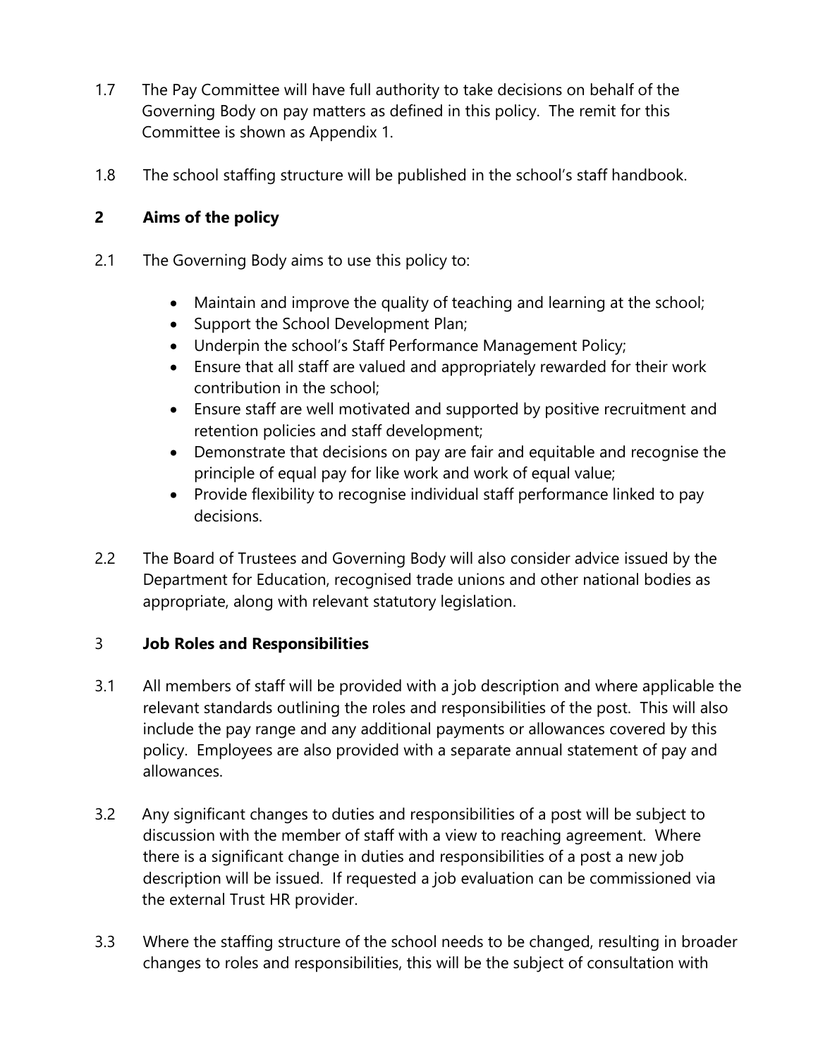1.7 The Pay Committee will have full authority to take decisions on behalf of the Governing Body on pay matters as defined in this policy. The remit for this Committee is shown as Appendix 1.

1.8 The school staffing structure will be published in the school's staff handbook.

## 2 Aims of the policy

2.1 The Governing Body aims to use this policy to:

- Maintain and improve the quality of teaching and learning at the school;
- Support the School Development Plan;
- Underpin the school's Staff Performance Management Policy;
- Ensure that all staff are valued and appropriately rewarded for their work contribution in the school;
- Ensure staff are well motivated and supported by positive recruitment and retention policies and staff development;
- Demonstrate that decisions on pay are fair and equitable and recognise the principle of equal pay for like work and work of equal value;
- Provide flexibility to recognise individual staff performance linked to pay decisions.

2.2 The Board of Trustees and Governing Body will also consider advice issued by the Department for Education, recognised trade unions and other national bodies as appropriate, along with relevant statutory legislation.

## 3 Job Roles and Responsibilities

3.1 All members of staff will be provided with a job description and where applicable the relevant standards outlining the roles and responsibilities of the post. This will also include the pay range and any additional payments or allowances covered by this policy. Employees are also provided with a separate annual statement of pay and allowances.

3.2 Any significant changes to duties and responsibilities of a post will be subject to discussion with the member of staff with a view to reaching agreement. Where there is a significant change in duties and responsibilities of a post a new job description will be issued. If requested a job evaluation can be commissioned via the external Trust HR provider.

3.3 Where the staffing structure of the school needs to be changed, resulting in broader changes to roles and responsibilities, this will be the subject of consultation with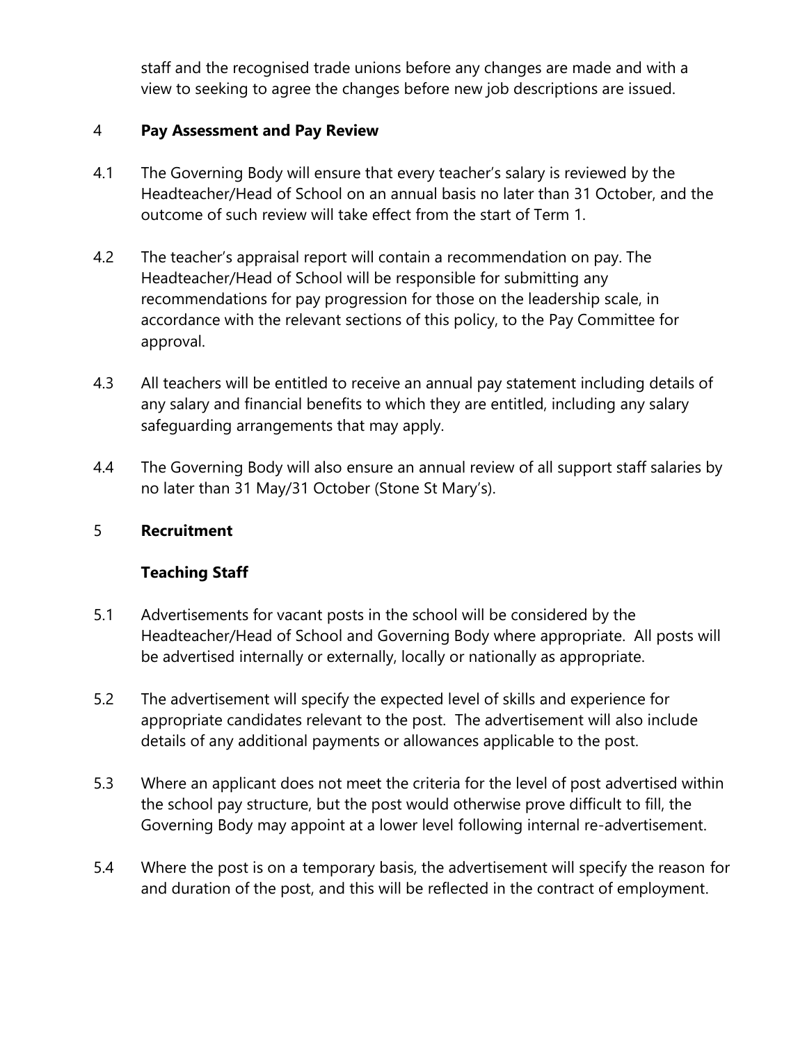staff and the recognised trade unions before any changes are made and with a view to seeking to agree the changes before new job descriptions are issued.

## 4 Pay Assessment and Pay Review

4.1 The Governing Body will ensure that every teacher's salary is reviewed by the Headteacher/Head of School on an annual basis no later than 31 October, and the outcome of such review will take effect from the start of Term 1.

4.2 The teacher's appraisal report will contain a recommendation on pay. The Headteacher/Head of School will be responsible for submitting any recommendations for pay progression for those on the leadership scale, in accordance with the relevant sections of this policy, to the Pay Committee for approval.

4.3 All teachers will be entitled to receive an annual pay statement including details of any salary and financial benefits to which they are entitled, including any salary safeguarding arrangements that may apply.

4.4 The Governing Body will also ensure an annual review of all support staff salaries by no later than 31 May/31 October (Stone St Mary's).

## 5 Recruitment

### Teaching Staff

5.1 Advertisements for vacant posts in the school will be considered by the Headteacher/Head of School and Governing Body where appropriate. All posts will be advertised internally or externally, locally or nationally as appropriate.

5.2 The advertisement will specify the expected level of skills and experience for appropriate candidates relevant to the post. The advertisement will also include details of any additional payments or allowances applicable to the post.

5.3 Where an applicant does not meet the criteria for the level of post advertised within the school pay structure, but the post would otherwise prove difficult to fill, the Governing Body may appoint at a lower level following internal re-advertisement.

5.4 Where the post is on a temporary basis, the advertisement will specify the reason for and duration of the post, and this will be reflected in the contract of employment.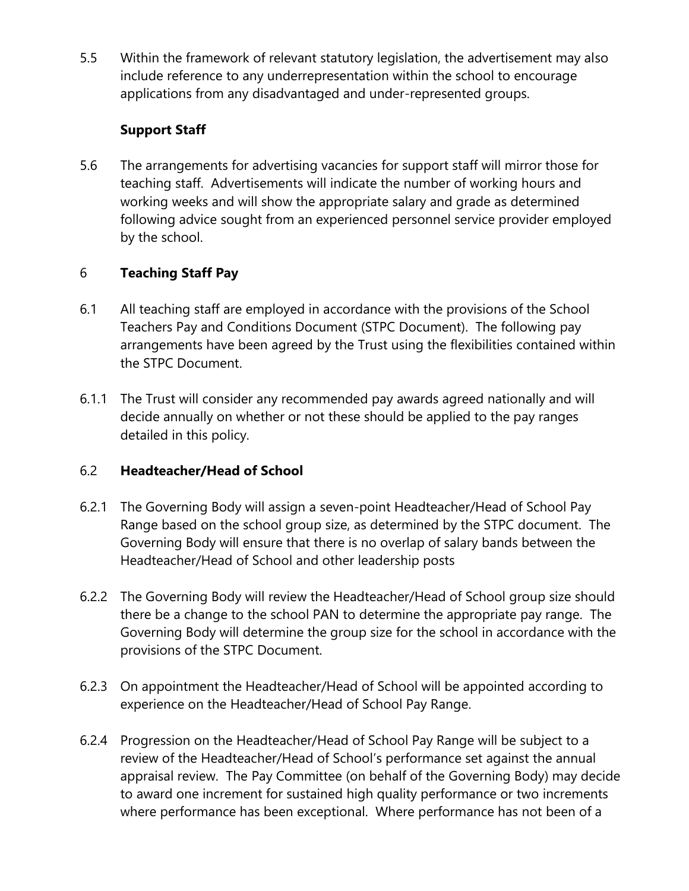5.5 Within the framework of relevant statutory legislation, the advertisement may also include reference to any underrepresentation within the school to encourage applications from any disadvantaged and under-represented groups.

**Support Staff**

5.6 The arrangements for advertising vacancies for support staff will mirror those for teaching staff. Advertisements will indicate the number of working hours and working weeks and will show the appropriate salary and grade as determined following advice sought from an experienced personnel service provider employed by the school.

## 6 Teaching Staff Pay

6.1 All teaching staff are employed in accordance with the provisions of the School Teachers Pay and Conditions Document (STPC Document). The following pay arrangements have been agreed by the Trust using the flexibilities contained within the STPC Document.

6.1.1 The Trust will consider any recommended pay awards agreed nationally and will decide annually on whether or not these should be applied to the pay ranges detailed in this policy.

### 6.2 Headteacher/Head of School

6.2.1 The Governing Body will assign a seven-point Headteacher/Head of School Pay Range based on the school group size, as determined by the STPC document. The Governing Body will ensure that there is no overlap of salary bands between the Headteacher/Head of School and other leadership posts

6.2.2 The Governing Body will review the Headteacher/Head of School group size should there be a change to the school PAN to determine the appropriate pay range. The Governing Body will determine the group size for the school in accordance with the provisions of the STPC Document.

6.2.3 On appointment the Headteacher/Head of School will be appointed according to experience on the Headteacher/Head of School Pay Range.

6.2.4 Progression on the Headteacher/Head of School Pay Range will be subject to a review of the Headteacher/Head of School's performance set against the annual appraisal review. The Pay Committee (on behalf of the Governing Body) may decide to award one increment for sustained high quality performance or two increments where performance has been exceptional. Where performance has not been of a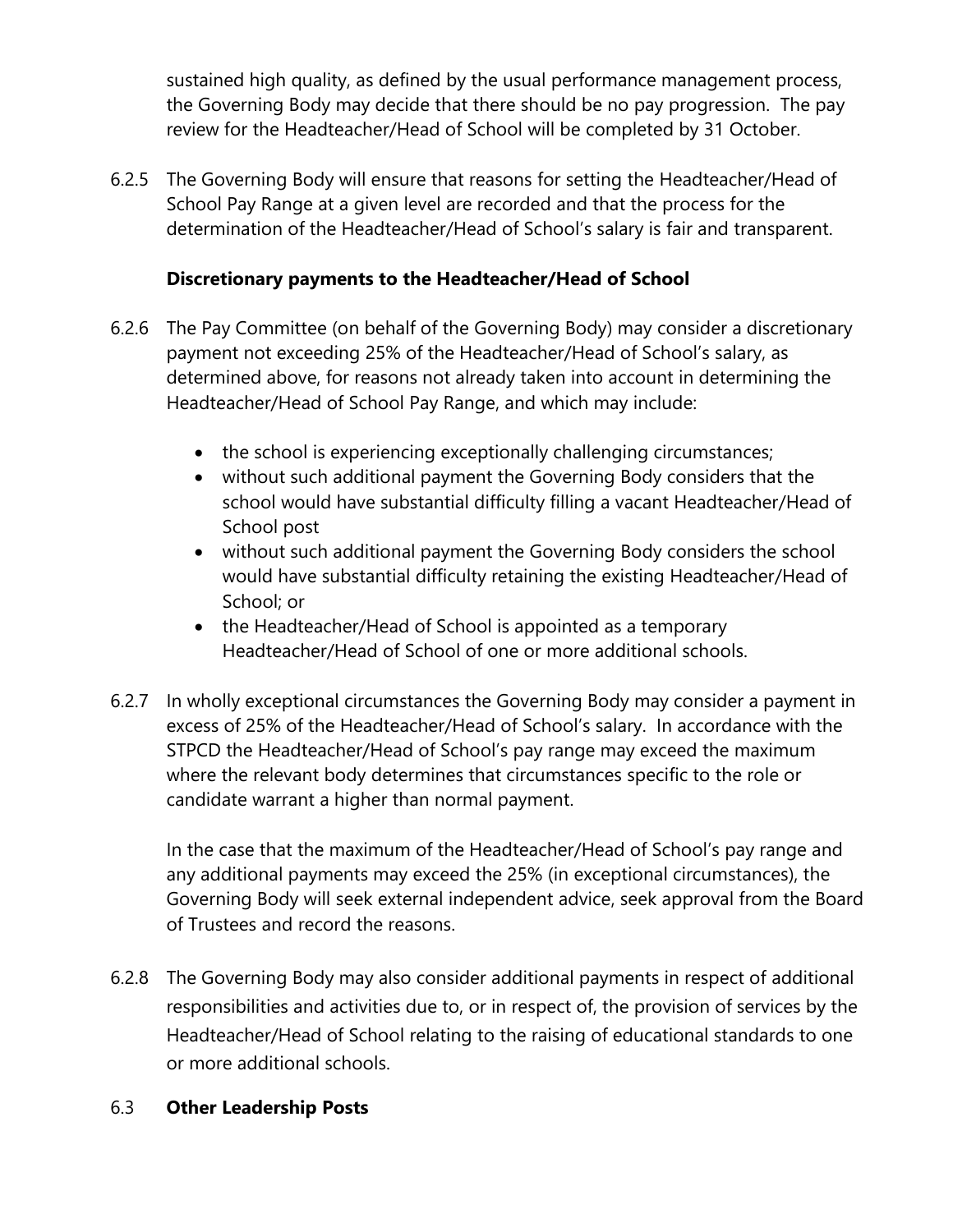sustained high quality, as defined by the usual performance management process, the Governing Body may decide that there should be no pay progression. The pay review for the Headteacher/Head of School will be completed by 31 October.

6.2.5 The Governing Body will ensure that reasons for setting the Headteacher/Head of School Pay Range at a given level are recorded and that the process for the determination of the Headteacher/Head of School's salary is fair and transparent.

**Discretionary payments to the Headteacher/Head of School**

6.2.6 The Pay Committee (on behalf of the Governing Body) may consider a discretionary payment not exceeding 25% of the Headteacher/Head of School's salary, as determined above, for reasons not already taken into account in determining the Headteacher/Head of School Pay Range, and which may include:

- the school is experiencing exceptionally challenging circumstances;
- without such additional payment the Governing Body considers that the school would have substantial difficulty filling a vacant Headteacher/Head of School post
- without such additional payment the Governing Body considers the school would have substantial difficulty retaining the existing Headteacher/Head of School; or
- the Headteacher/Head of School is appointed as a temporary Headteacher/Head of School of one or more additional schools.

6.2.7 In wholly exceptional circumstances the Governing Body may consider a payment in excess of 25% of the Headteacher/Head of School's salary. In accordance with the STPCD the Headteacher/Head of School's pay range may exceed the maximum where the relevant body determines that circumstances specific to the role or candidate warrant a higher than normal payment.

In the case that the maximum of the Headteacher/Head of School's pay range and any additional payments may exceed the 25% (in exceptional circumstances), the Governing Body will seek external independent advice, seek approval from the Board of Trustees and record the reasons.

6.2.8 The Governing Body may also consider additional payments in respect of additional responsibilities and activities due to, or in respect of, the provision of services by the Headteacher/Head of School relating to the raising of educational standards to one or more additional schools.

6.3 **Other Leadership Posts**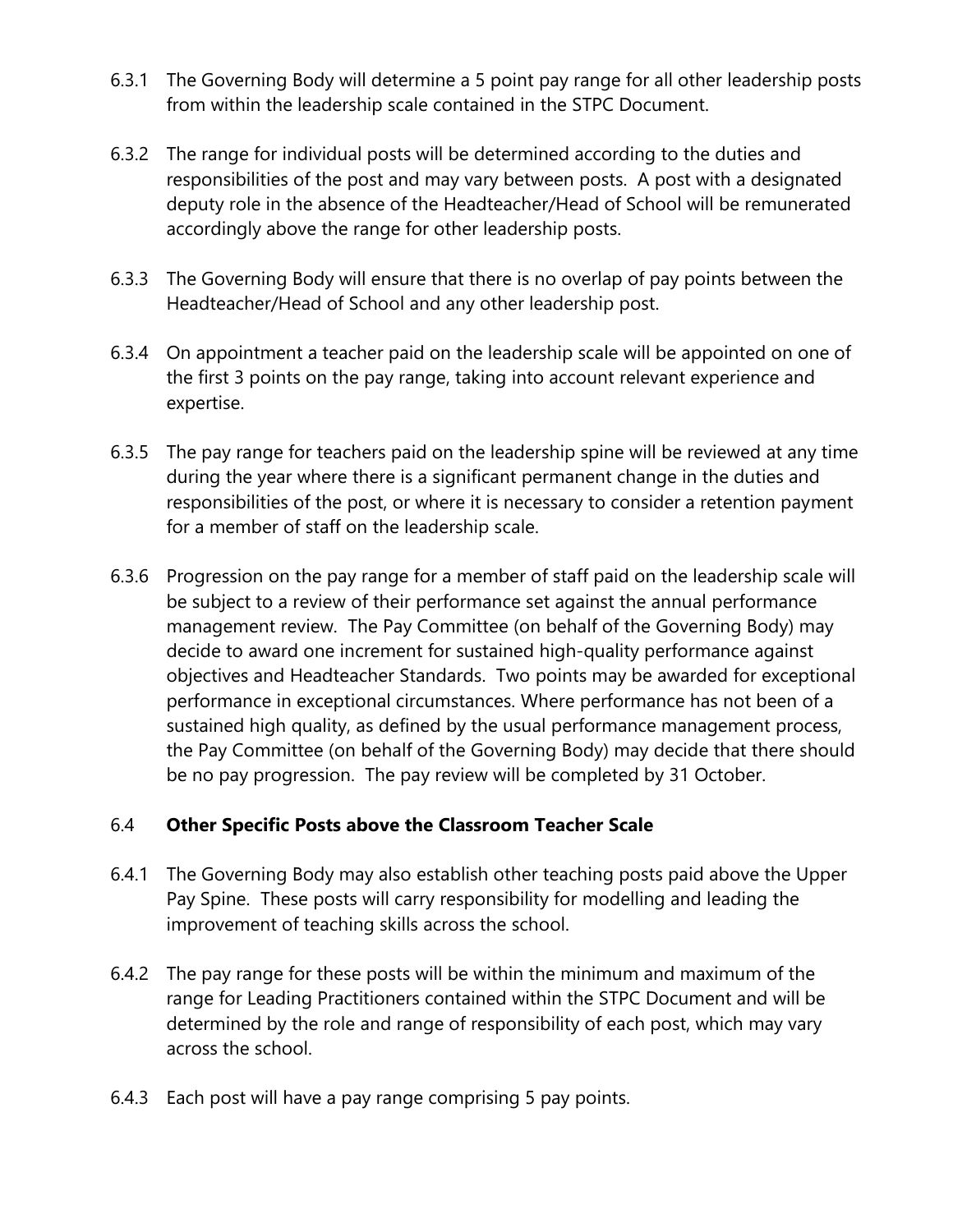6.3.1 The Governing Body will determine a 5 point pay range for all other leadership posts from within the leadership scale contained in the STPC Document.

6.3.2 The range for individual posts will be determined according to the duties and responsibilities of the post and may vary between posts. A post with a designated deputy role in the absence of the Headteacher/Head of School will be remunerated accordingly above the range for other leadership posts.

6.3.3 The Governing Body will ensure that there is no overlap of pay points between the Headteacher/Head of School and any other leadership post.

6.3.4 On appointment a teacher paid on the leadership scale will be appointed on one of the first 3 points on the pay range, taking into account relevant experience and expertise.

6.3.5 The pay range for teachers paid on the leadership spine will be reviewed at any time during the year where there is a significant permanent change in the duties and responsibilities of the post, or where it is necessary to consider a retention payment for a member of staff on the leadership scale.

6.3.6 Progression on the pay range for a member of staff paid on the leadership scale will be subject to a review of their performance set against the annual performance management review. The Pay Committee (on behalf of the Governing Body) may decide to award one increment for sustained high-quality performance against objectives and Headteacher Standards. Two points may be awarded for exceptional performance in exceptional circumstances. Where performance has not been of a sustained high quality, as defined by the usual performance management process, the Pay Committee (on behalf of the Governing Body) may decide that there should be no pay progression. The pay review will be completed by 31 October.

### 6.4 **Other Specific Posts above the Classroom Teacher Scale**

6.4.1 The Governing Body may also establish other teaching posts paid above the Upper Pay Spine. These posts will carry responsibility for modelling and leading the improvement of teaching skills across the school.

6.4.2 The pay range for these posts will be within the minimum and maximum of the range for Leading Practitioners contained within the STPC Document and will be determined by the role and range of responsibility of each post, which may vary across the school.

6.4.3 Each post will have a pay range comprising 5 pay points.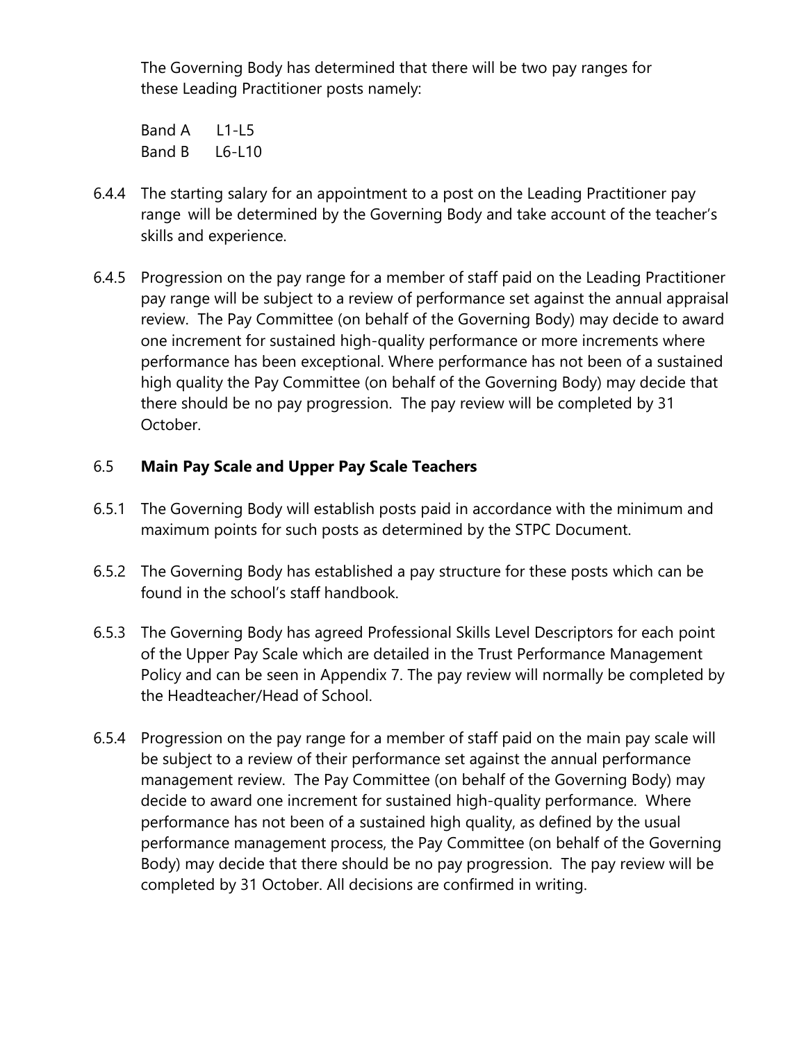The Governing Body has determined that there will be two pay ranges for these Leading Practitioner posts namely:

Band A L1-L5
Band B L6-L10

6.4.4 The starting salary for an appointment to a post on the Leading Practitioner pay range will be determined by the Governing Body and take account of the teacher's skills and experience.

6.4.5 Progression on the pay range for a member of staff paid on the Leading Practitioner pay range will be subject to a review of performance set against the annual appraisal review. The Pay Committee (on behalf of the Governing Body) may decide to award one increment for sustained high-quality performance or more increments where performance has been exceptional. Where performance has not been of a sustained high quality the Pay Committee (on behalf of the Governing Body) may decide that there should be no pay progression. The pay review will be completed by 31 October.

### 6.5 Main Pay Scale and Upper Pay Scale Teachers

6.5.1 The Governing Body will establish posts paid in accordance with the minimum and maximum points for such posts as determined by the STPC Document.

6.5.2 The Governing Body has established a pay structure for these posts which can be found in the school's staff handbook.

6.5.3 The Governing Body has agreed Professional Skills Level Descriptors for each point of the Upper Pay Scale which are detailed in the Trust Performance Management Policy and can be seen in Appendix 7. The pay review will normally be completed by the Headteacher/Head of School.

6.5.4 Progression on the pay range for a member of staff paid on the main pay scale will be subject to a review of their performance set against the annual performance management review. The Pay Committee (on behalf of the Governing Body) may decide to award one increment for sustained high-quality performance. Where performance has not been of a sustained high quality, as defined by the usual performance management process, the Pay Committee (on behalf of the Governing Body) may decide that there should be no pay progression. The pay review will be completed by 31 October. All decisions are confirmed in writing.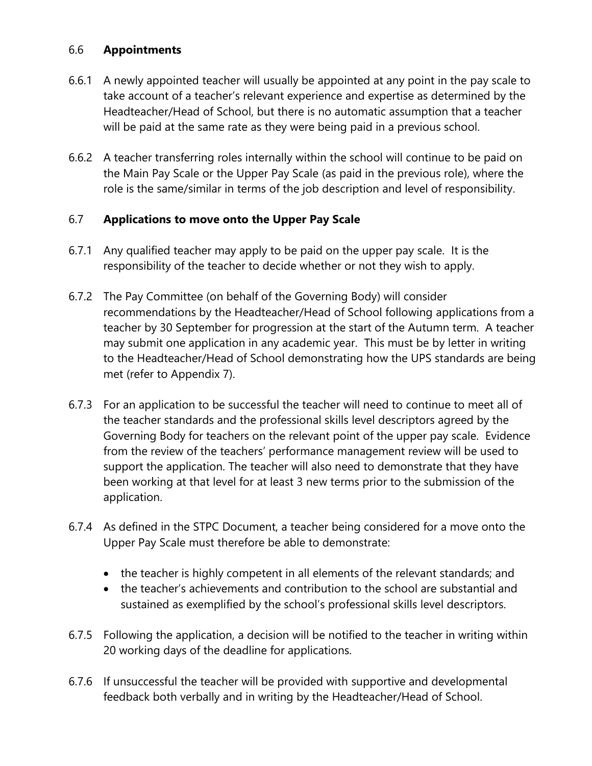## 6.6 **Appointments**

6.6.1 A newly appointed teacher will usually be appointed at any point in the pay scale to take account of a teacher's relevant experience and expertise as determined by the Headteacher/Head of School, but there is no automatic assumption that a teacher will be paid at the same rate as they were being paid in a previous school.

6.6.2 A teacher transferring roles internally within the school will continue to be paid on the Main Pay Scale or the Upper Pay Scale (as paid in the previous role), where the role is the same/similar in terms of the job description and level of responsibility.

## 6.7 **Applications to move onto the Upper Pay Scale**

6.7.1 Any qualified teacher may apply to be paid on the upper pay scale. It is the responsibility of the teacher to decide whether or not they wish to apply.

6.7.2 The Pay Committee (on behalf of the Governing Body) will consider recommendations by the Headteacher/Head of School following applications from a teacher by 30 September for progression at the start of the Autumn term. A teacher may submit one application in any academic year. This must be by letter in writing to the Headteacher/Head of School demonstrating how the UPS standards are being met (refer to Appendix 7).

6.7.3 For an application to be successful the teacher will need to continue to meet all of the teacher standards and the professional skills level descriptors agreed by the Governing Body for teachers on the relevant point of the upper pay scale. Evidence from the review of the teachers' performance management review will be used to support the application. The teacher will also need to demonstrate that they have been working at that level for at least 3 new terms prior to the submission of the application.

6.7.4 As defined in the STPC Document, a teacher being considered for a move onto the Upper Pay Scale must therefore be able to demonstrate:

- the teacher is highly competent in all elements of the relevant standards; and
- the teacher's achievements and contribution to the school are substantial and sustained as exemplified by the school's professional skills level descriptors.

6.7.5 Following the application, a decision will be notified to the teacher in writing within 20 working days of the deadline for applications.

6.7.6 If unsuccessful the teacher will be provided with supportive and developmental feedback both verbally and in writing by the Headteacher/Head of School.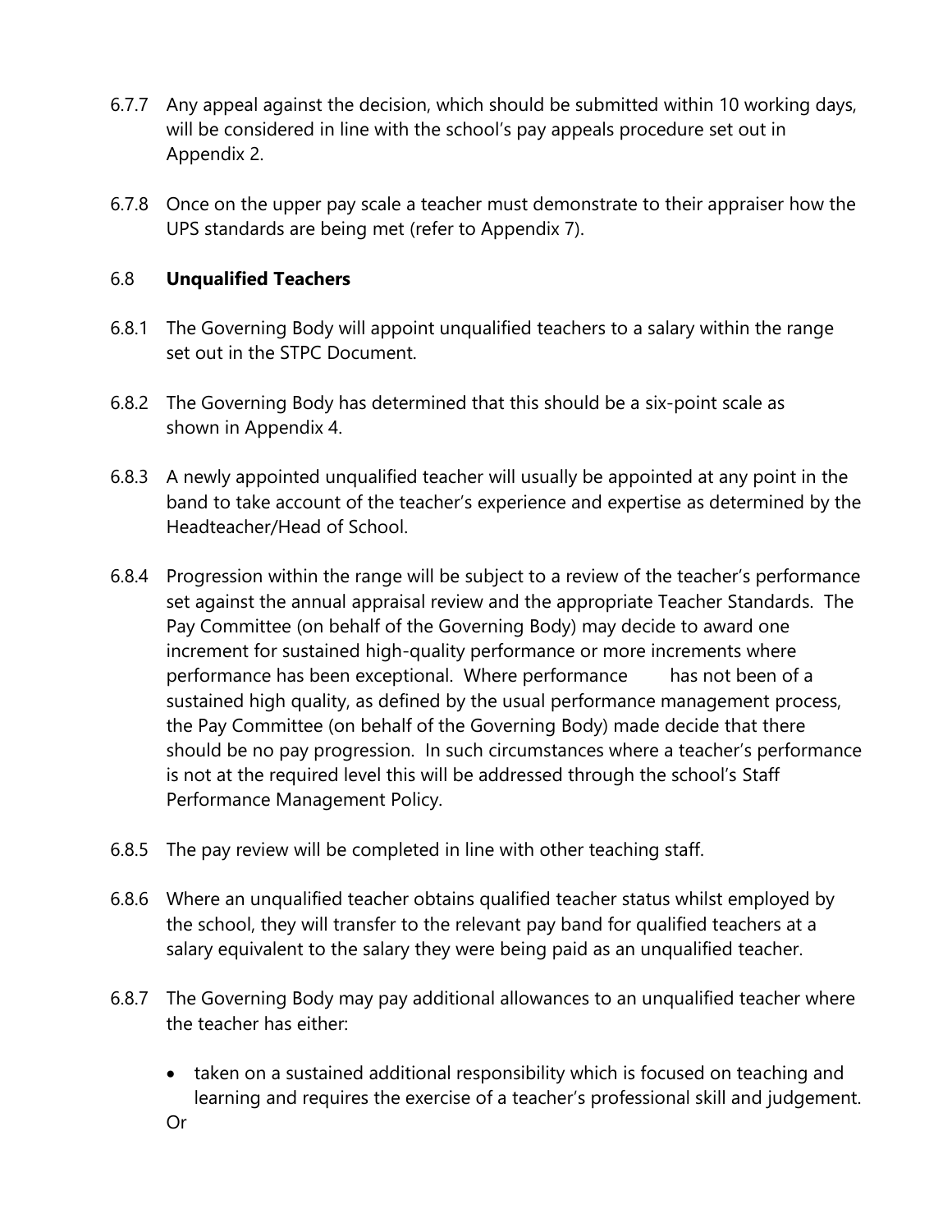6.7.7 Any appeal against the decision, which should be submitted within 10 working days, will be considered in line with the school's pay appeals procedure set out in Appendix 2.

6.7.8 Once on the upper pay scale a teacher must demonstrate to their appraiser how the UPS standards are being met (refer to Appendix 7).

### 6.8 **Unqualified Teachers**

6.8.1 The Governing Body will appoint unqualified teachers to a salary within the range set out in the STPC Document.

6.8.2 The Governing Body has determined that this should be a six-point scale as shown in Appendix 4.

6.8.3 A newly appointed unqualified teacher will usually be appointed at any point in the band to take account of the teacher's experience and expertise as determined by the Headteacher/Head of School.

6.8.4 Progression within the range will be subject to a review of the teacher's performance set against the annual appraisal review and the appropriate Teacher Standards. The Pay Committee (on behalf of the Governing Body) may decide to award one increment for sustained high-quality performance or more increments where performance has been exceptional. Where performance has not been of a sustained high quality, as defined by the usual performance management process, the Pay Committee (on behalf of the Governing Body) made decide that there should be no pay progression. In such circumstances where a teacher's performance is not at the required level this will be addressed through the school's Staff Performance Management Policy.

6.8.5 The pay review will be completed in line with other teaching staff.

6.8.6 Where an unqualified teacher obtains qualified teacher status whilst employed by the school, they will transfer to the relevant pay band for qualified teachers at a salary equivalent to the salary they were being paid as an unqualified teacher.

6.8.7 The Governing Body may pay additional allowances to an unqualified teacher where the teacher has either:

- taken on a sustained additional responsibility which is focused on teaching and learning and requires the exercise of a teacher's professional skill and judgement.

Or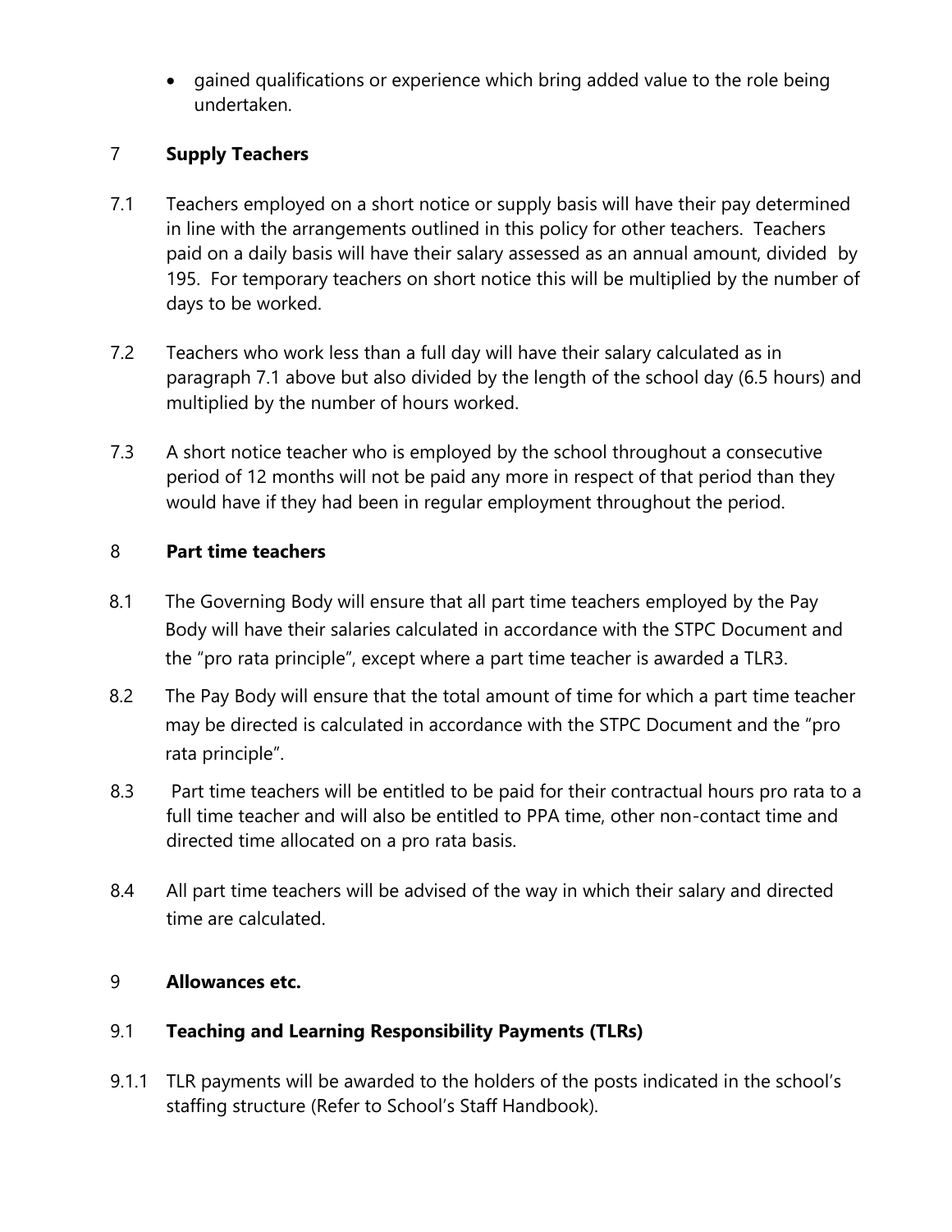- gained qualifications or experience which bring added value to the role being undertaken.

## 7 Supply Teachers

7.1 Teachers employed on a short notice or supply basis will have their pay determined in line with the arrangements outlined in this policy for other teachers. Teachers paid on a daily basis will have their salary assessed as an annual amount, divided by 195. For temporary teachers on short notice this will be multiplied by the number of days to be worked.

7.2 Teachers who work less than a full day will have their salary calculated as in paragraph 7.1 above but also divided by the length of the school day (6.5 hours) and multiplied by the number of hours worked.

7.3 A short notice teacher who is employed by the school throughout a consecutive period of 12 months will not be paid any more in respect of that period than they would have if they had been in regular employment throughout the period.

## 8 Part time teachers

8.1 The Governing Body will ensure that all part time teachers employed by the Pay Body will have their salaries calculated in accordance with the STPC Document and the "pro rata principle", except where a part time teacher is awarded a TLR3.

8.2 The Pay Body will ensure that the total amount of time for which a part time teacher may be directed is calculated in accordance with the STPC Document and the "pro rata principle".

8.3 Part time teachers will be entitled to be paid for their contractual hours pro rata to a full time teacher and will also be entitled to PPA time, other non-contact time and directed time allocated on a pro rata basis.

8.4 All part time teachers will be advised of the way in which their salary and directed time are calculated.

## 9 Allowances etc.

### 9.1 Teaching and Learning Responsibility Payments (TLRs)

9.1.1 TLR payments will be awarded to the holders of the posts indicated in the school's staffing structure (Refer to School's Staff Handbook).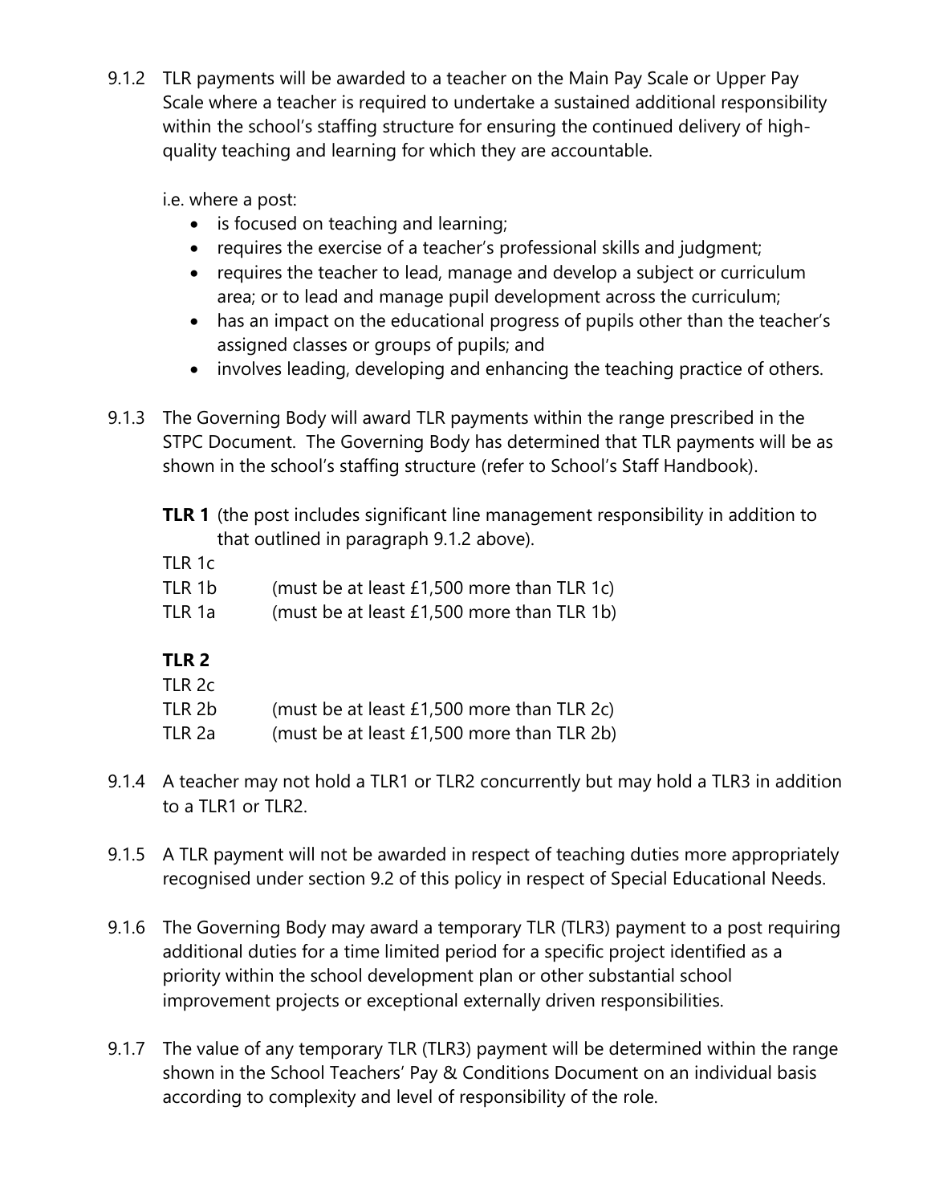9.1.2 TLR payments will be awarded to a teacher on the Main Pay Scale or Upper Pay Scale where a teacher is required to undertake a sustained additional responsibility within the school's staffing structure for ensuring the continued delivery of high-quality teaching and learning for which they are accountable.

i.e. where a post:

- is focused on teaching and learning;
- requires the exercise of a teacher's professional skills and judgment;
- requires the teacher to lead, manage and develop a subject or curriculum area; or to lead and manage pupil development across the curriculum;
- has an impact on the educational progress of pupils other than the teacher's assigned classes or groups of pupils; and
- involves leading, developing and enhancing the teaching practice of others.

9.1.3 The Governing Body will award TLR payments within the range prescribed in the STPC Document. The Governing Body has determined that TLR payments will be as shown in the school's staffing structure (refer to School's Staff Handbook).

**TLR 1** (the post includes significant line management responsibility in addition to that outlined in paragraph 9.1.2 above).

TLR 1c
TLR 1b (must be at least £1,500 more than TLR 1c)
TLR 1a (must be at least £1,500 more than TLR 1b)

**TLR 2**

TLR 2c
TLR 2b (must be at least £1,500 more than TLR 2c)
TLR 2a (must be at least £1,500 more than TLR 2b)

9.1.4 A teacher may not hold a TLR1 or TLR2 concurrently but may hold a TLR3 in addition to a TLR1 or TLR2.

9.1.5 A TLR payment will not be awarded in respect of teaching duties more appropriately recognised under section 9.2 of this policy in respect of Special Educational Needs.

9.1.6 The Governing Body may award a temporary TLR (TLR3) payment to a post requiring additional duties for a time limited period for a specific project identified as a priority within the school development plan or other substantial school improvement projects or exceptional externally driven responsibilities.

9.1.7 The value of any temporary TLR (TLR3) payment will be determined within the range shown in the School Teachers' Pay & Conditions Document on an individual basis according to complexity and level of responsibility of the role.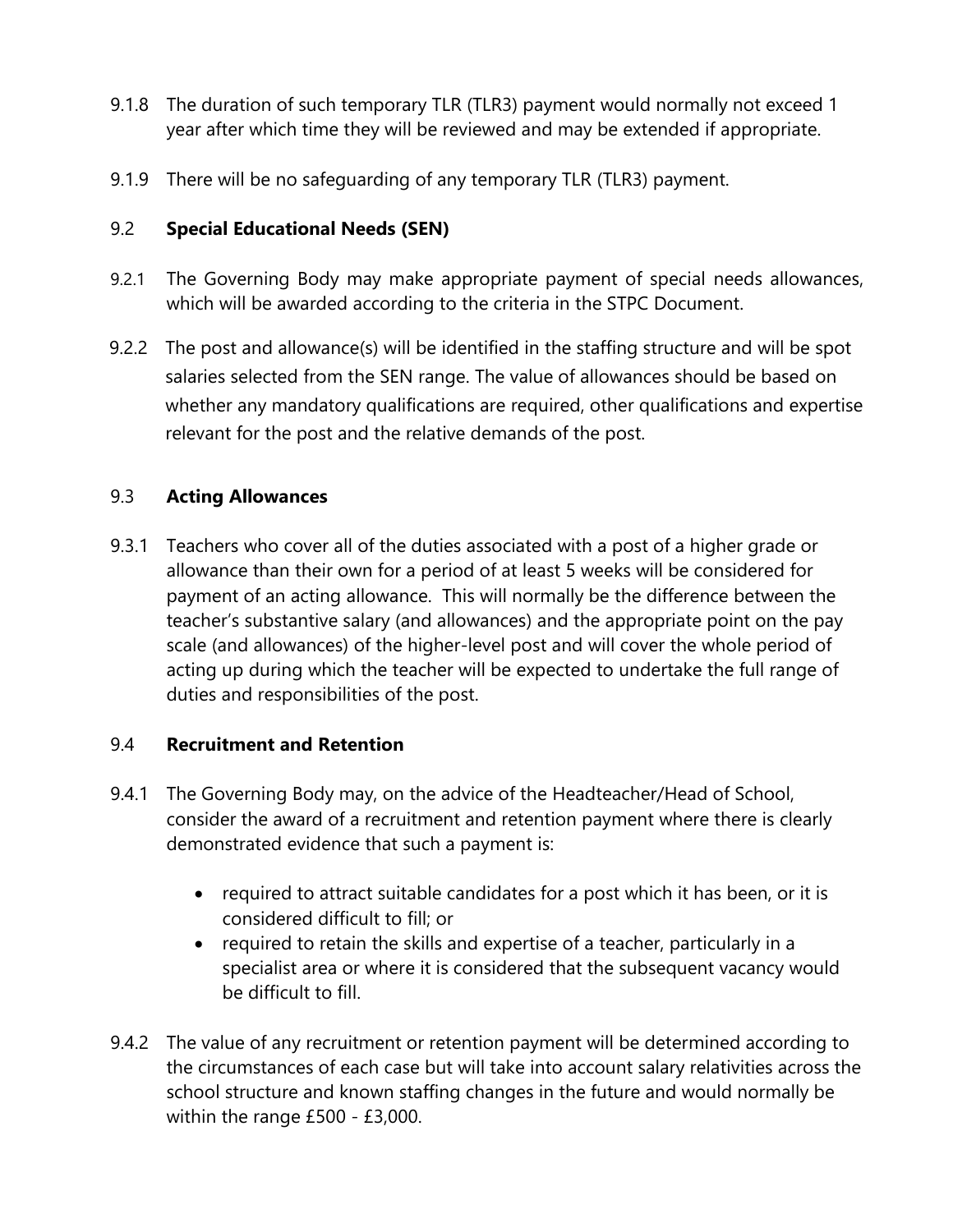9.1.8 The duration of such temporary TLR (TLR3) payment would normally not exceed 1 year after which time they will be reviewed and may be extended if appropriate.

9.1.9 There will be no safeguarding of any temporary TLR (TLR3) payment.

### 9.2 Special Educational Needs (SEN)

9.2.1 The Governing Body may make appropriate payment of special needs allowances, which will be awarded according to the criteria in the STPC Document.

9.2.2 The post and allowance(s) will be identified in the staffing structure and will be spot salaries selected from the SEN range. The value of allowances should be based on whether any mandatory qualifications are required, other qualifications and expertise relevant for the post and the relative demands of the post.

### 9.3 Acting Allowances

9.3.1 Teachers who cover all of the duties associated with a post of a higher grade or allowance than their own for a period of at least 5 weeks will be considered for payment of an acting allowance. This will normally be the difference between the teacher's substantive salary (and allowances) and the appropriate point on the pay scale (and allowances) of the higher-level post and will cover the whole period of acting up during which the teacher will be expected to undertake the full range of duties and responsibilities of the post.

### 9.4 Recruitment and Retention

9.4.1 The Governing Body may, on the advice of the Headteacher/Head of School, consider the award of a recruitment and retention payment where there is clearly demonstrated evidence that such a payment is:

- required to attract suitable candidates for a post which it has been, or it is considered difficult to fill; or
- required to retain the skills and expertise of a teacher, particularly in a specialist area or where it is considered that the subsequent vacancy would be difficult to fill.

9.4.2 The value of any recruitment or retention payment will be determined according to the circumstances of each case but will take into account salary relativities across the school structure and known staffing changes in the future and would normally be within the range £500 - £3,000.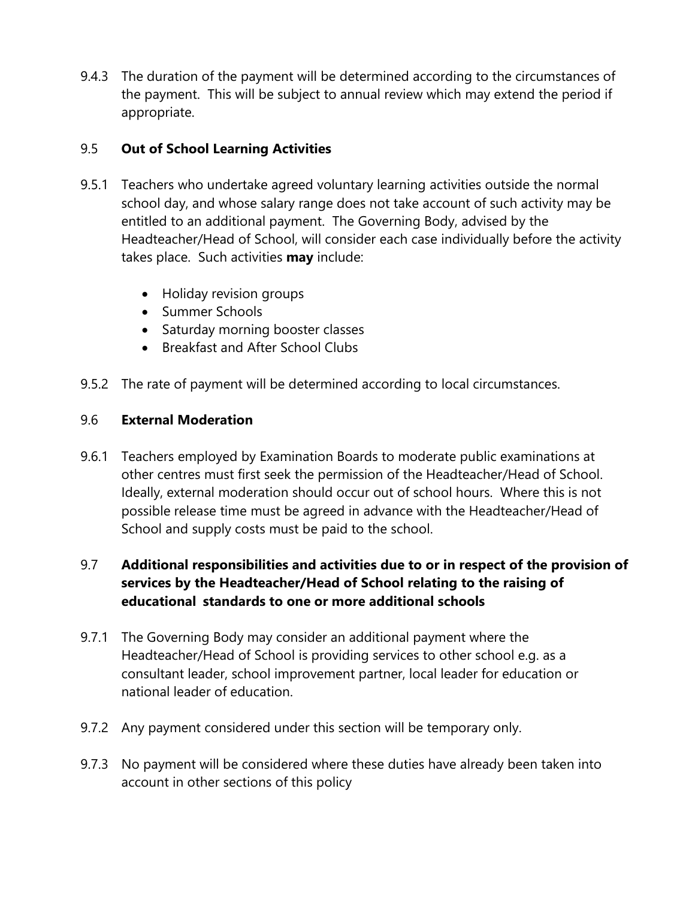9.4.3 The duration of the payment will be determined according to the circumstances of the payment. This will be subject to annual review which may extend the period if appropriate.

### 9.5 **Out of School Learning Activities**

9.5.1 Teachers who undertake agreed voluntary learning activities outside the normal school day, and whose salary range does not take account of such activity may be entitled to an additional payment. The Governing Body, advised by the Headteacher/Head of School, will consider each case individually before the activity takes place. Such activities **may** include:

- Holiday revision groups
- Summer Schools
- Saturday morning booster classes
- Breakfast and After School Clubs

9.5.2 The rate of payment will be determined according to local circumstances.

### 9.6 **External Moderation**

9.6.1 Teachers employed by Examination Boards to moderate public examinations at other centres must first seek the permission of the Headteacher/Head of School. Ideally, external moderation should occur out of school hours. Where this is not possible release time must be agreed in advance with the Headteacher/Head of School and supply costs must be paid to the school.

### 9.7 **Additional responsibilities and activities due to or in respect of the provision of services by the Headteacher/Head of School relating to the raising of educational standards to one or more additional schools**

9.7.1 The Governing Body may consider an additional payment where the Headteacher/Head of School is providing services to other school e.g. as a consultant leader, school improvement partner, local leader for education or national leader of education.

9.7.2 Any payment considered under this section will be temporary only.

9.7.3 No payment will be considered where these duties have already been taken into account in other sections of this policy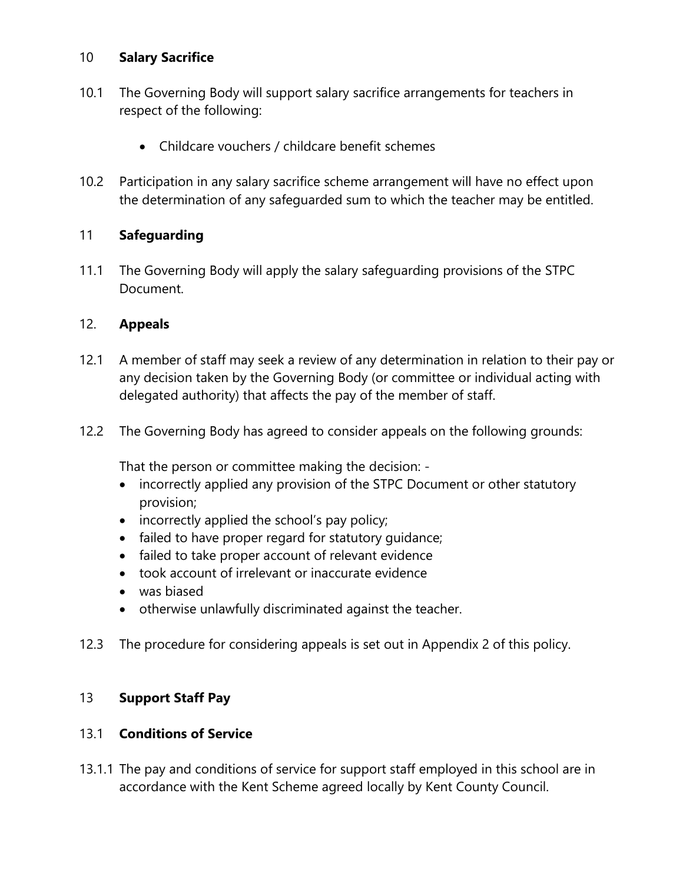## 10 Salary Sacrifice

10.1 The Governing Body will support salary sacrifice arrangements for teachers in respect of the following:

- Childcare vouchers / childcare benefit schemes

10.2 Participation in any salary sacrifice scheme arrangement will have no effect upon the determination of any safeguarded sum to which the teacher may be entitled.

## 11 Safeguarding

11.1 The Governing Body will apply the salary safeguarding provisions of the STPC Document.

## 12. Appeals

12.1 A member of staff may seek a review of any determination in relation to their pay or any decision taken by the Governing Body (or committee or individual acting with delegated authority) that affects the pay of the member of staff.

12.2 The Governing Body has agreed to consider appeals on the following grounds:

That the person or committee making the decision: -

- incorrectly applied any provision of the STPC Document or other statutory provision;
- incorrectly applied the school's pay policy;
- failed to have proper regard for statutory guidance;
- failed to take proper account of relevant evidence
- took account of irrelevant or inaccurate evidence
- was biased
- otherwise unlawfully discriminated against the teacher.

12.3 The procedure for considering appeals is set out in Appendix 2 of this policy.

## 13 Support Staff Pay

### 13.1 Conditions of Service

13.1.1 The pay and conditions of service for support staff employed in this school are in accordance with the Kent Scheme agreed locally by Kent County Council.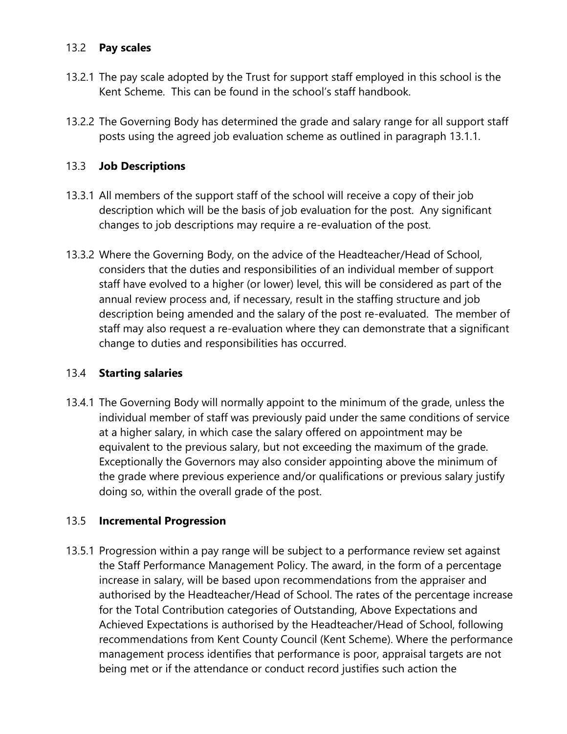### 13.2 **Pay scales**

13.2.1 The pay scale adopted by the Trust for support staff employed in this school is the Kent Scheme. This can be found in the school's staff handbook.

13.2.2 The Governing Body has determined the grade and salary range for all support staff posts using the agreed job evaluation scheme as outlined in paragraph 13.1.1.

### 13.3 **Job Descriptions**

13.3.1 All members of the support staff of the school will receive a copy of their job description which will be the basis of job evaluation for the post. Any significant changes to job descriptions may require a re-evaluation of the post.

13.3.2 Where the Governing Body, on the advice of the Headteacher/Head of School, considers that the duties and responsibilities of an individual member of support staff have evolved to a higher (or lower) level, this will be considered as part of the annual review process and, if necessary, result in the staffing structure and job description being amended and the salary of the post re-evaluated. The member of staff may also request a re-evaluation where they can demonstrate that a significant change to duties and responsibilities has occurred.

### 13.4 **Starting salaries**

13.4.1 The Governing Body will normally appoint to the minimum of the grade, unless the individual member of staff was previously paid under the same conditions of service at a higher salary, in which case the salary offered on appointment may be equivalent to the previous salary, but not exceeding the maximum of the grade. Exceptionally the Governors may also consider appointing above the minimum of the grade where previous experience and/or qualifications or previous salary justify doing so, within the overall grade of the post.

### 13.5 **Incremental Progression**

13.5.1 Progression within a pay range will be subject to a performance review set against the Staff Performance Management Policy. The award, in the form of a percentage increase in salary, will be based upon recommendations from the appraiser and authorised by the Headteacher/Head of School. The rates of the percentage increase for the Total Contribution categories of Outstanding, Above Expectations and Achieved Expectations is authorised by the Headteacher/Head of School, following recommendations from Kent County Council (Kent Scheme). Where the performance management process identifies that performance is poor, appraisal targets are not being met or if the attendance or conduct record justifies such action the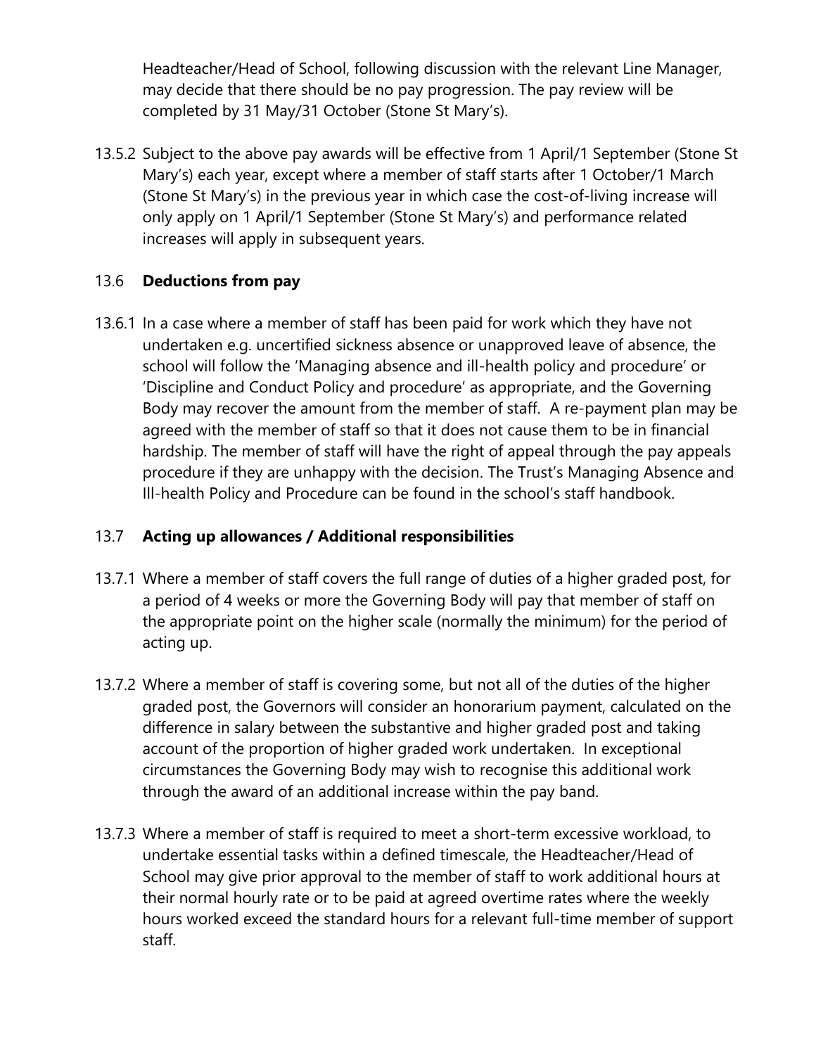Headteacher/Head of School, following discussion with the relevant Line Manager, may decide that there should be no pay progression. The pay review will be completed by 31 May/31 October (Stone St Mary's).

13.5.2 Subject to the above pay awards will be effective from 1 April/1 September (Stone St Mary's) each year, except where a member of staff starts after 1 October/1 March (Stone St Mary's) in the previous year in which case the cost-of-living increase will only apply on 1 April/1 September (Stone St Mary's) and performance related increases will apply in subsequent years.

### 13.6 **Deductions from pay**

13.6.1 In a case where a member of staff has been paid for work which they have not undertaken e.g. uncertified sickness absence or unapproved leave of absence, the school will follow the 'Managing absence and ill-health policy and procedure' or 'Discipline and Conduct Policy and procedure' as appropriate, and the Governing Body may recover the amount from the member of staff. A re-payment plan may be agreed with the member of staff so that it does not cause them to be in financial hardship. The member of staff will have the right of appeal through the pay appeals procedure if they are unhappy with the decision. The Trust's Managing Absence and Ill-health Policy and Procedure can be found in the school's staff handbook.

### 13.7 **Acting up allowances / Additional responsibilities**

13.7.1 Where a member of staff covers the full range of duties of a higher graded post, for a period of 4 weeks or more the Governing Body will pay that member of staff on the appropriate point on the higher scale (normally the minimum) for the period of acting up.

13.7.2 Where a member of staff is covering some, but not all of the duties of the higher graded post, the Governors will consider an honorarium payment, calculated on the difference in salary between the substantive and higher graded post and taking account of the proportion of higher graded work undertaken. In exceptional circumstances the Governing Body may wish to recognise this additional work through the award of an additional increase within the pay band.

13.7.3 Where a member of staff is required to meet a short-term excessive workload, to undertake essential tasks within a defined timescale, the Headteacher/Head of School may give prior approval to the member of staff to work additional hours at their normal hourly rate or to be paid at agreed overtime rates where the weekly hours worked exceed the standard hours for a relevant full-time member of support staff.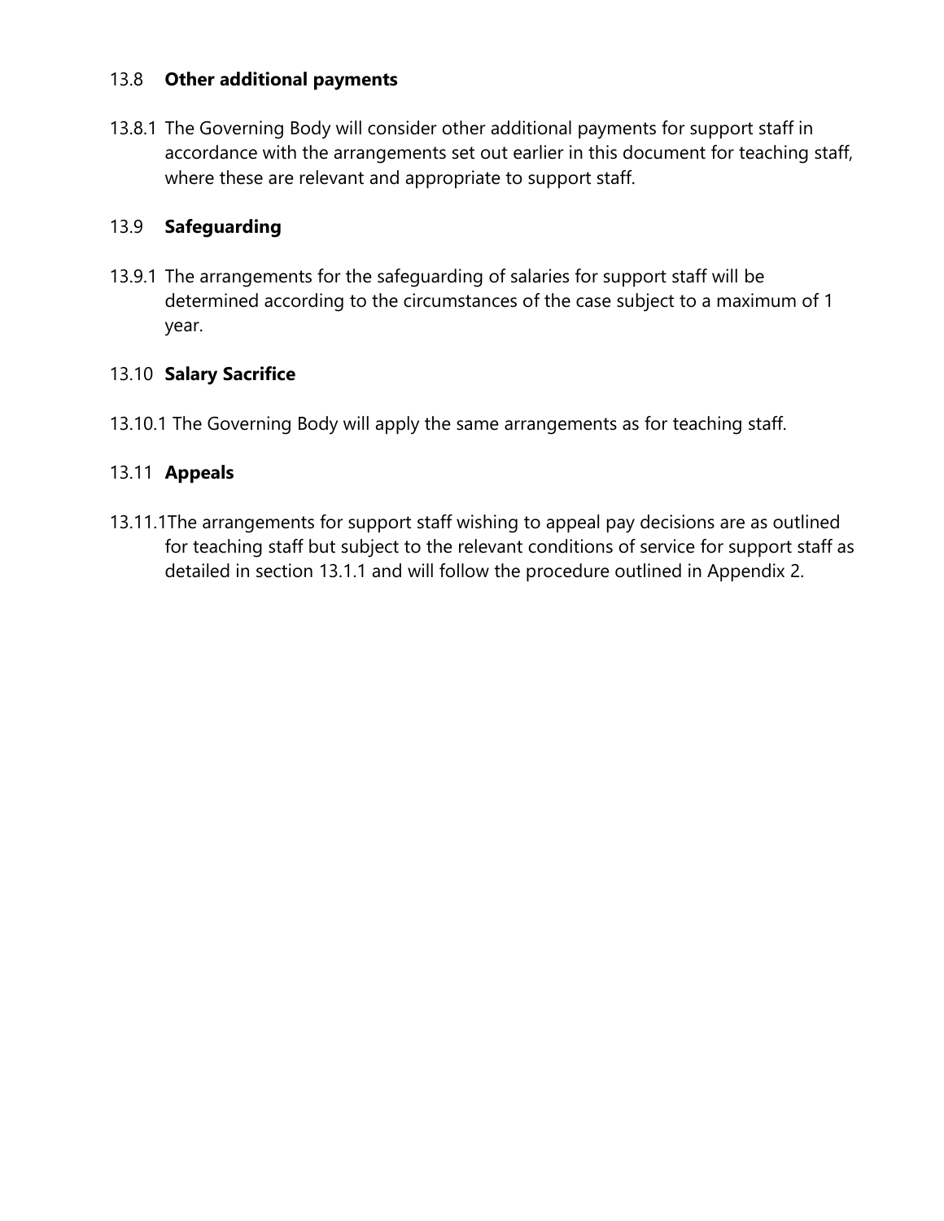### 13.8 **Other additional payments**

13.8.1 The Governing Body will consider other additional payments for support staff in accordance with the arrangements set out earlier in this document for teaching staff, where these are relevant and appropriate to support staff.

### 13.9 **Safeguarding**

13.9.1 The arrangements for the safeguarding of salaries for support staff will be determined according to the circumstances of the case subject to a maximum of 1 year.

### 13.10 **Salary Sacrifice**

13.10.1 The Governing Body will apply the same arrangements as for teaching staff.

### 13.11 **Appeals**

13.11.1 The arrangements for support staff wishing to appeal pay decisions are as outlined for teaching staff but subject to the relevant conditions of service for support staff as detailed in section 13.1.1 and will follow the procedure outlined in Appendix 2.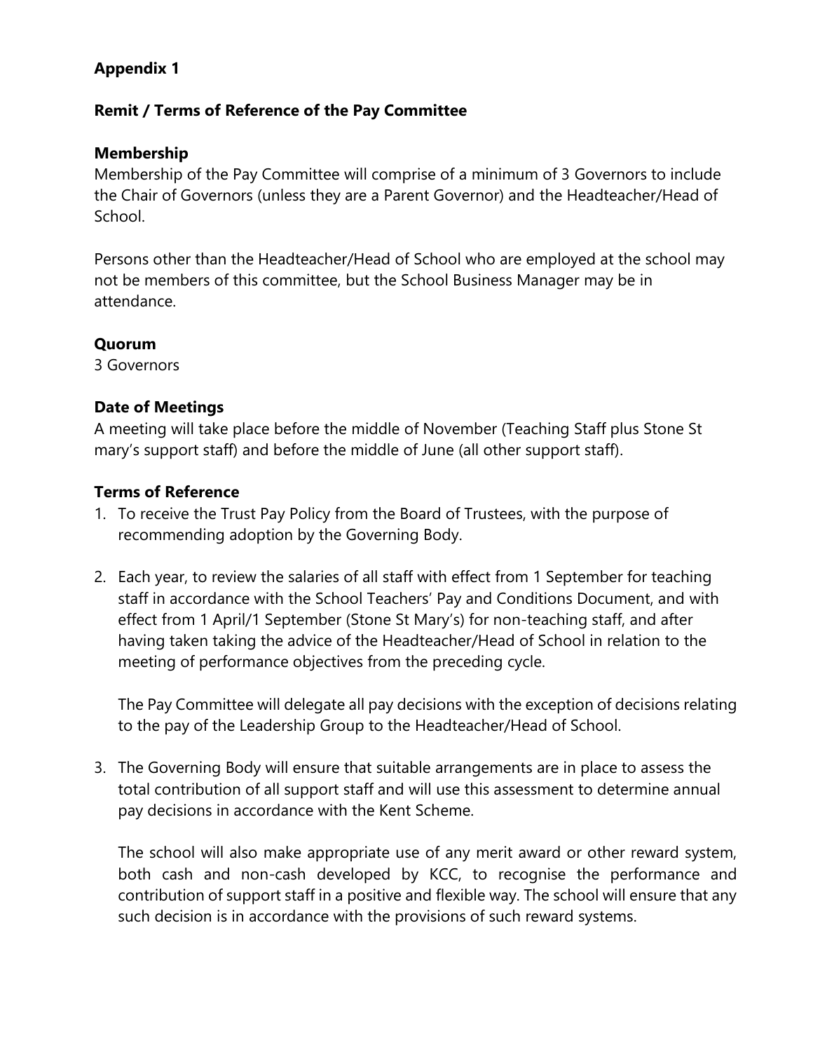**Appendix 1**

**Remit / Terms of Reference of the Pay Committee**

**Membership**

Membership of the Pay Committee will comprise of a minimum of 3 Governors to include the Chair of Governors (unless they are a Parent Governor) and the Headteacher/Head of School.

Persons other than the Headteacher/Head of School who are employed at the school may not be members of this committee, but the School Business Manager may be in attendance.

**Quorum**

3 Governors

**Date of Meetings**

A meeting will take place before the middle of November (Teaching Staff plus Stone St mary's support staff) and before the middle of June (all other support staff).

**Terms of Reference**

1. To receive the Trust Pay Policy from the Board of Trustees, with the purpose of recommending adoption by the Governing Body.

2. Each year, to review the salaries of all staff with effect from 1 September for teaching staff in accordance with the School Teachers' Pay and Conditions Document, and with effect from 1 April/1 September (Stone St Mary's) for non-teaching staff, and after having taken taking the advice of the Headteacher/Head of School in relation to the meeting of performance objectives from the preceding cycle.

   The Pay Committee will delegate all pay decisions with the exception of decisions relating to the pay of the Leadership Group to the Headteacher/Head of School.

3. The Governing Body will ensure that suitable arrangements are in place to assess the total contribution of all support staff and will use this assessment to determine annual pay decisions in accordance with the Kent Scheme.

   The school will also make appropriate use of any merit award or other reward system, both cash and non-cash developed by KCC, to recognise the performance and contribution of support staff in a positive and flexible way. The school will ensure that any such decision is in accordance with the provisions of such reward systems.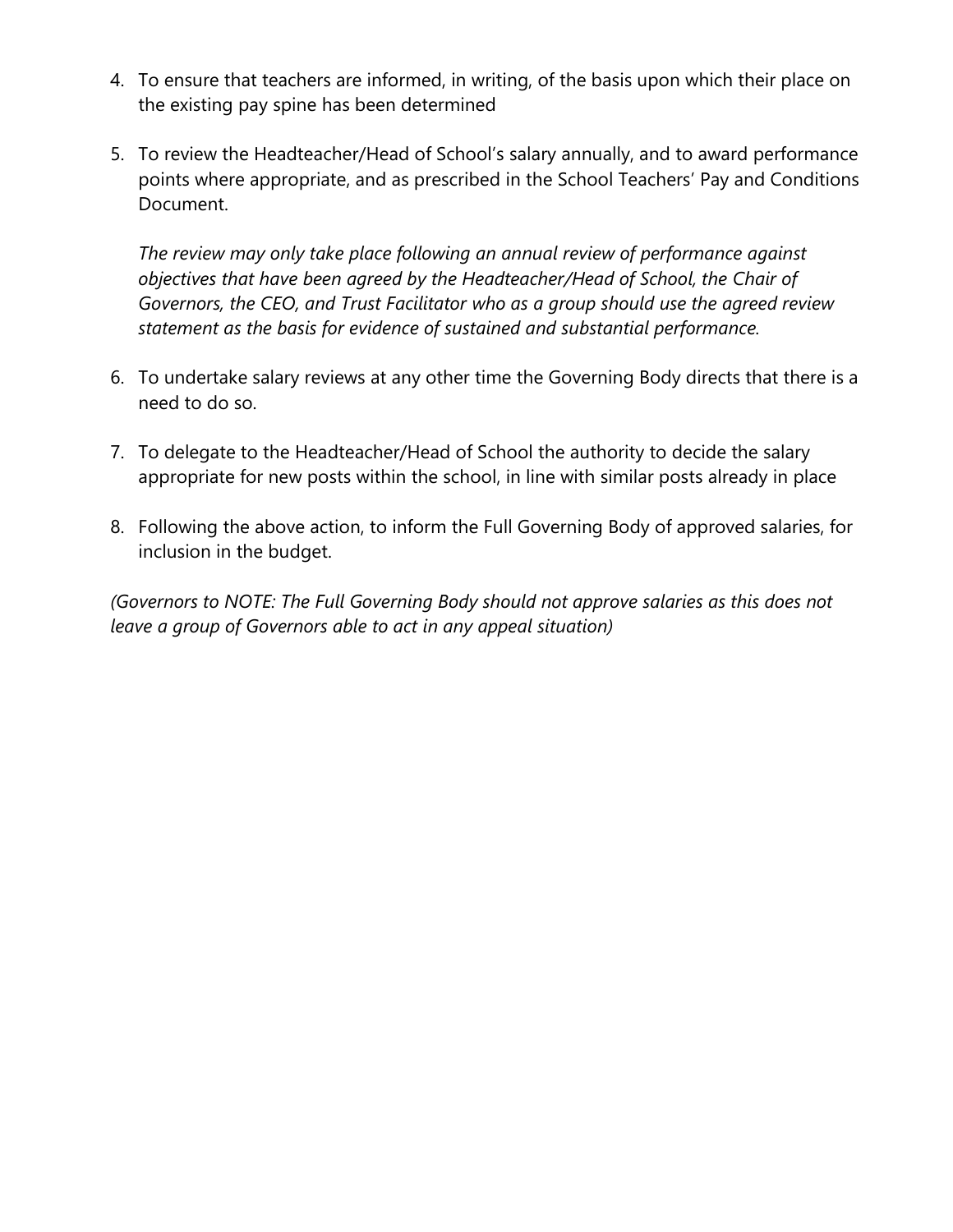4. To ensure that teachers are informed, in writing, of the basis upon which their place on the existing pay spine has been determined

5. To review the Headteacher/Head of School's salary annually, and to award performance points where appropriate, and as prescribed in the School Teachers' Pay and Conditions Document.

   *The review may only take place following an annual review of performance against objectives that have been agreed by the Headteacher/Head of School, the Chair of Governors, the CEO, and Trust Facilitator who as a group should use the agreed review statement as the basis for evidence of sustained and substantial performance.*

6. To undertake salary reviews at any other time the Governing Body directs that there is a need to do so.

7. To delegate to the Headteacher/Head of School the authority to decide the salary appropriate for new posts within the school, in line with similar posts already in place

8. Following the above action, to inform the Full Governing Body of approved salaries, for inclusion in the budget.

*(Governors to NOTE: The Full Governing Body should not approve salaries as this does not leave a group of Governors able to act in any appeal situation)*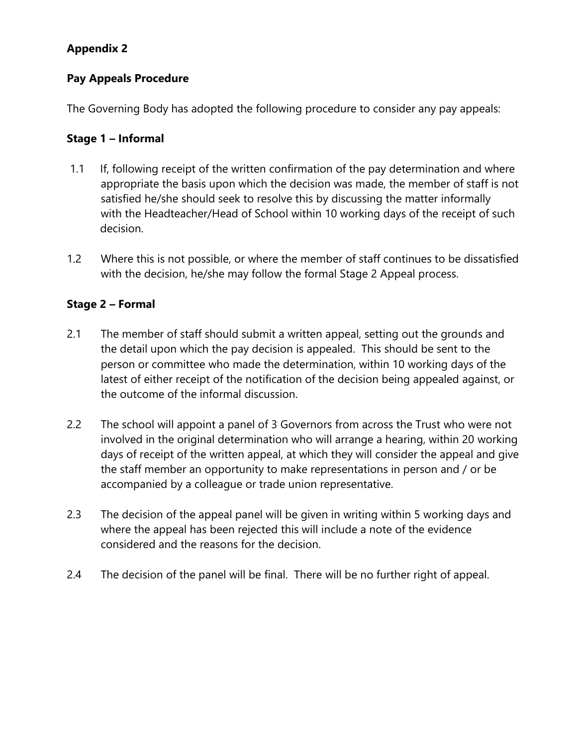**Appendix 2**

**Pay Appeals Procedure**

The Governing Body has adopted the following procedure to consider any pay appeals:

**Stage 1 – Informal**

1.1 If, following receipt of the written confirmation of the pay determination and where appropriate the basis upon which the decision was made, the member of staff is not satisfied he/she should seek to resolve this by discussing the matter informally with the Headteacher/Head of School within 10 working days of the receipt of such decision.

1.2 Where this is not possible, or where the member of staff continues to be dissatisfied with the decision, he/she may follow the formal Stage 2 Appeal process.

**Stage 2 – Formal**

2.1 The member of staff should submit a written appeal, setting out the grounds and the detail upon which the pay decision is appealed. This should be sent to the person or committee who made the determination, within 10 working days of the latest of either receipt of the notification of the decision being appealed against, or the outcome of the informal discussion.

2.2 The school will appoint a panel of 3 Governors from across the Trust who were not involved in the original determination who will arrange a hearing, within 20 working days of receipt of the written appeal, at which they will consider the appeal and give the staff member an opportunity to make representations in person and / or be accompanied by a colleague or trade union representative.

2.3 The decision of the appeal panel will be given in writing within 5 working days and where the appeal has been rejected this will include a note of the evidence considered and the reasons for the decision.

2.4 The decision of the panel will be final. There will be no further right of appeal.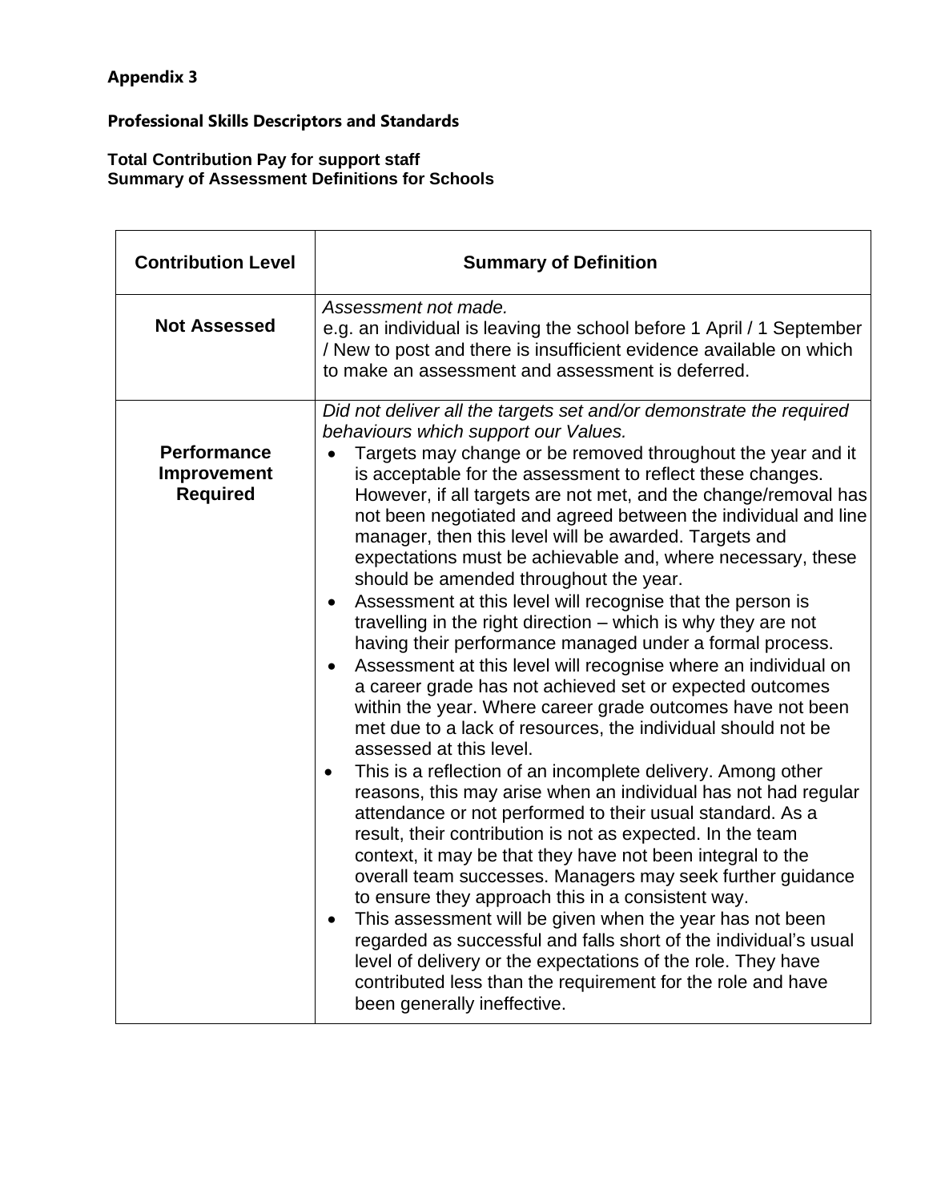**Appendix 3**

**Professional Skills Descriptors and Standards**

**Total Contribution Pay for support staff**
**Summary of Assessment Definitions for Schools**

| Contribution Level | Summary of Definition |
|---|---|
| **Not Assessed** | *Assessment not made.*<br>e.g. an individual is leaving the school before 1 April / 1 September / New to post and there is insufficient evidence available on which to make an assessment and assessment is deferred. |
| **Performance Improvement Required** | *Did not deliver all the targets set and/or demonstrate the required behaviours which support our Values.*<br>• Targets may change or be removed throughout the year and it is acceptable for the assessment to reflect these changes. However, if all targets are not met, and the change/removal has not been negotiated and agreed between the individual and line manager, then this level will be awarded. Targets and expectations must be achievable and, where necessary, these should be amended throughout the year.<br>• Assessment at this level will recognise that the person is travelling in the right direction – which is why they are not having their performance managed under a formal process.<br>• Assessment at this level will recognise where an individual on a career grade has not achieved set or expected outcomes within the year. Where career grade outcomes have not been met due to a lack of resources, the individual should not be assessed at this level.<br>• This is a reflection of an incomplete delivery. Among other reasons, this may arise when an individual has not had regular attendance or not performed to their usual standard. As a result, their contribution is not as expected. In the team context, it may be that they have not been integral to the overall team successes. Managers may seek further guidance to ensure they approach this in a consistent way.<br>• This assessment will be given when the year has not been regarded as successful and falls short of the individual's usual level of delivery or the expectations of the role. They have contributed less than the requirement for the role and have been generally ineffective. |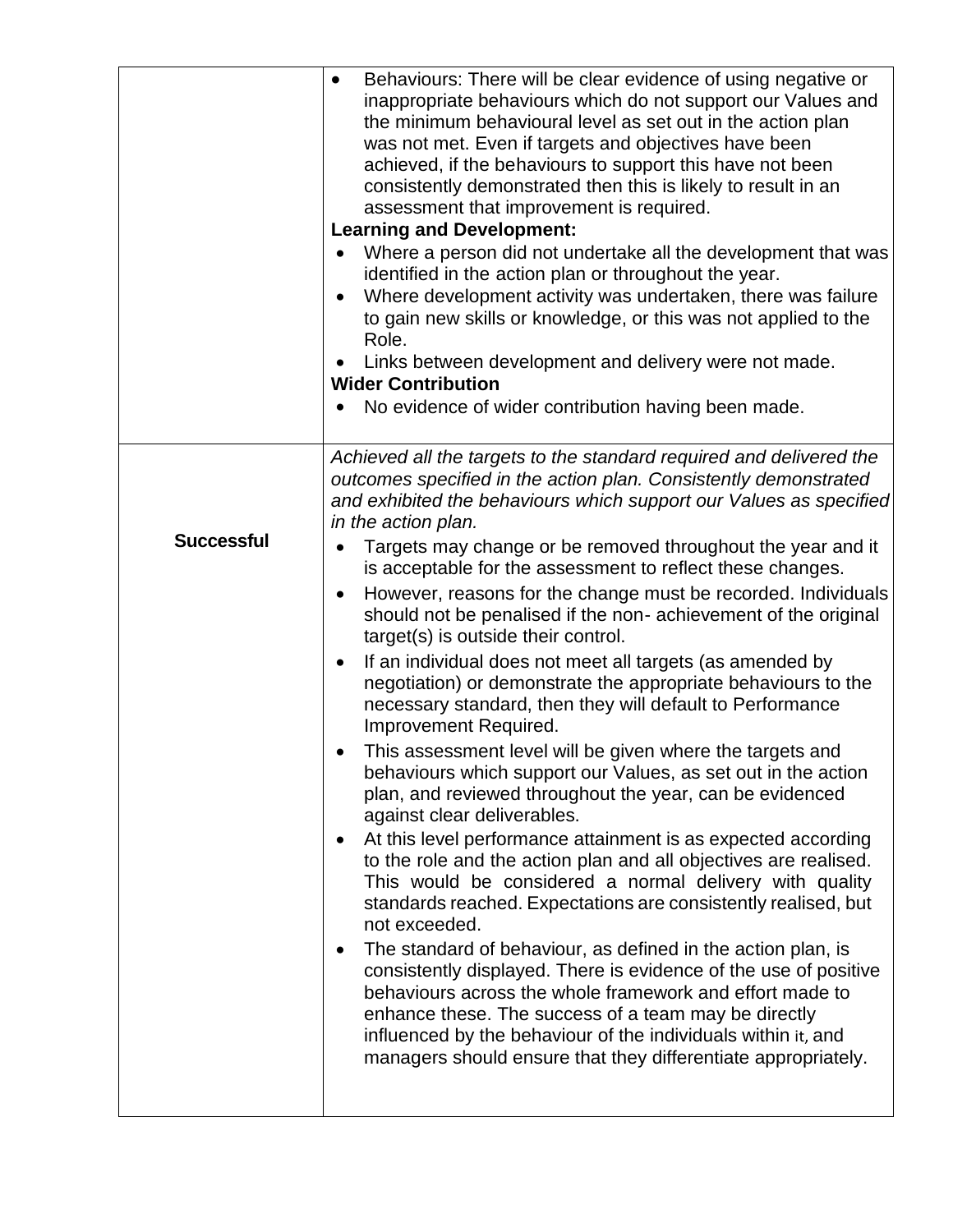| | |
|---|---|
| | • Behaviours: There will be clear evidence of using negative or inappropriate behaviours which do not support our Values and the minimum behavioural level as set out in the action plan was not met. Even if targets and objectives have been achieved, if the behaviours to support this have not been consistently demonstrated then this is likely to result in an assessment that improvement is required.<br>**Learning and Development:**<br>• Where a person did not undertake all the development that was identified in the action plan or throughout the year.<br>• Where development activity was undertaken, there was failure to gain new skills or knowledge, or this was not applied to the Role.<br>• Links between development and delivery were not made.<br>**Wider Contribution**<br>• No evidence of wider contribution having been made. |
| **Successful** | *Achieved all the targets to the standard required and delivered the outcomes specified in the action plan. Consistently demonstrated and exhibited the behaviours which support our Values as specified in the action plan.*<br>• Targets may change or be removed throughout the year and it is acceptable for the assessment to reflect these changes.<br>• However, reasons for the change must be recorded. Individuals should not be penalised if the non- achievement of the original target(s) is outside their control.<br>• If an individual does not meet all targets (as amended by negotiation) or demonstrate the appropriate behaviours to the necessary standard, then they will default to Performance Improvement Required.<br>• This assessment level will be given where the targets and behaviours which support our Values, as set out in the action plan, and reviewed throughout the year, can be evidenced against clear deliverables.<br>• At this level performance attainment is as expected according to the role and the action plan and all objectives are realised. This would be considered a normal delivery with quality standards reached. Expectations are consistently realised, but not exceeded.<br>• The standard of behaviour, as defined in the action plan, is consistently displayed. There is evidence of the use of positive behaviours across the whole framework and effort made to enhance these. The success of a team may be directly influenced by the behaviour of the individuals within it, and managers should ensure that they differentiate appropriately. |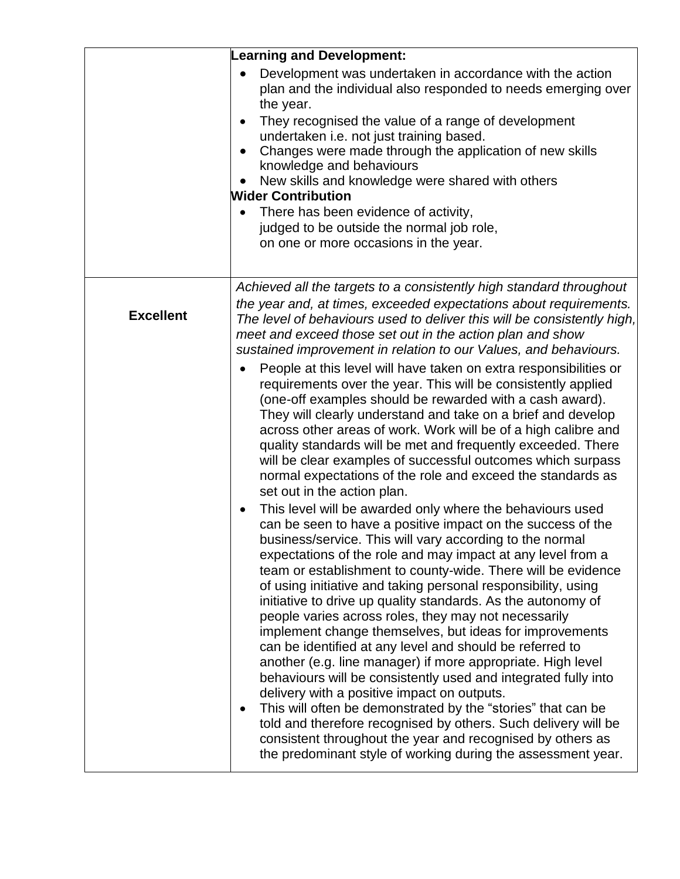| | |
|---|---|
| | **Learning and Development:**<br>• Development was undertaken in accordance with the action plan and the individual also responded to needs emerging over the year.<br>• They recognised the value of a range of development undertaken i.e. not just training based.<br>• Changes were made through the application of new skills knowledge and behaviours<br>• New skills and knowledge were shared with others<br>**Wider Contribution**<br>• There has been evidence of activity, judged to be outside the normal job role, on one or more occasions in the year. |
| **Excellent** | *Achieved all the targets to a consistently high standard throughout the year and, at times, exceeded expectations about requirements. The level of behaviours used to deliver this will be consistently high, meet and exceed those set out in the action plan and show sustained improvement in relation to our Values, and behaviours.*<br>• People at this level will have taken on extra responsibilities or requirements over the year. This will be consistently applied (one-off examples should be rewarded with a cash award). They will clearly understand and take on a brief and develop across other areas of work. Work will be of a high calibre and quality standards will be met and frequently exceeded. There will be clear examples of successful outcomes which surpass normal expectations of the role and exceed the standards as set out in the action plan.<br>• This level will be awarded only where the behaviours used can be seen to have a positive impact on the success of the business/service. This will vary according to the normal expectations of the role and may impact at any level from a team or establishment to county-wide. There will be evidence of using initiative and taking personal responsibility, using initiative to drive up quality standards. As the autonomy of people varies across roles, they may not necessarily implement change themselves, but ideas for improvements can be identified at any level and should be referred to another (e.g. line manager) if more appropriate. High level behaviours will be consistently used and integrated fully into delivery with a positive impact on outputs.<br>• This will often be demonstrated by the "stories" that can be told and therefore recognised by others. Such delivery will be consistent throughout the year and recognised by others as the predominant style of working during the assessment year. |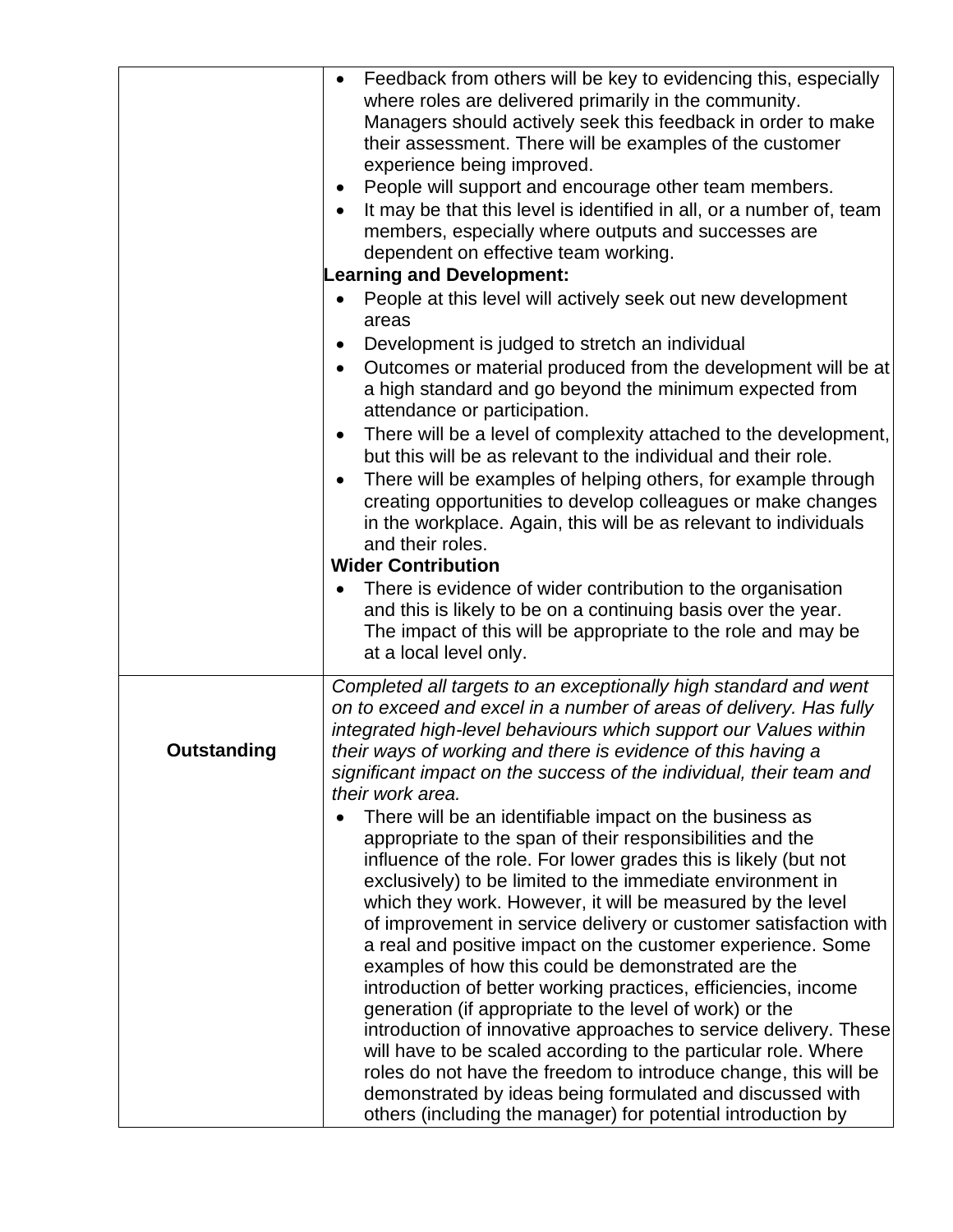| | |
|---|---|
| | • Feedback from others will be key to evidencing this, especially where roles are delivered primarily in the community. Managers should actively seek this feedback in order to make their assessment. There will be examples of the customer experience being improved.<br>• People will support and encourage other team members.<br>• It may be that this level is identified in all, or a number of, team members, especially where outputs and successes are dependent on effective team working.<br>**Learning and Development:**<br>• People at this level will actively seek out new development areas<br>• Development is judged to stretch an individual<br>• Outcomes or material produced from the development will be at a high standard and go beyond the minimum expected from attendance or participation.<br>• There will be a level of complexity attached to the development, but this will be as relevant to the individual and their role.<br>• There will be examples of helping others, for example through creating opportunities to develop colleagues or make changes in the workplace. Again, this will be as relevant to individuals and their roles.<br>**Wider Contribution**<br>• There is evidence of wider contribution to the organisation and this is likely to be on a continuing basis over the year. The impact of this will be appropriate to the role and may be at a local level only. |
| **Outstanding** | *Completed all targets to an exceptionally high standard and went on to exceed and excel in a number of areas of delivery. Has fully integrated high-level behaviours which support our Values within their ways of working and there is evidence of this having a significant impact on the success of the individual, their team and their work area.*<br>• There will be an identifiable impact on the business as appropriate to the span of their responsibilities and the influence of the role. For lower grades this is likely (but not exclusively) to be limited to the immediate environment in which they work. However, it will be measured by the level of improvement in service delivery or customer satisfaction with a real and positive impact on the customer experience. Some examples of how this could be demonstrated are the introduction of better working practices, efficiencies, income generation (if appropriate to the level of work) or the introduction of innovative approaches to service delivery. These will have to be scaled according to the particular role. Where roles do not have the freedom to introduce change, this will be demonstrated by ideas being formulated and discussed with others (including the manager) for potential introduction by |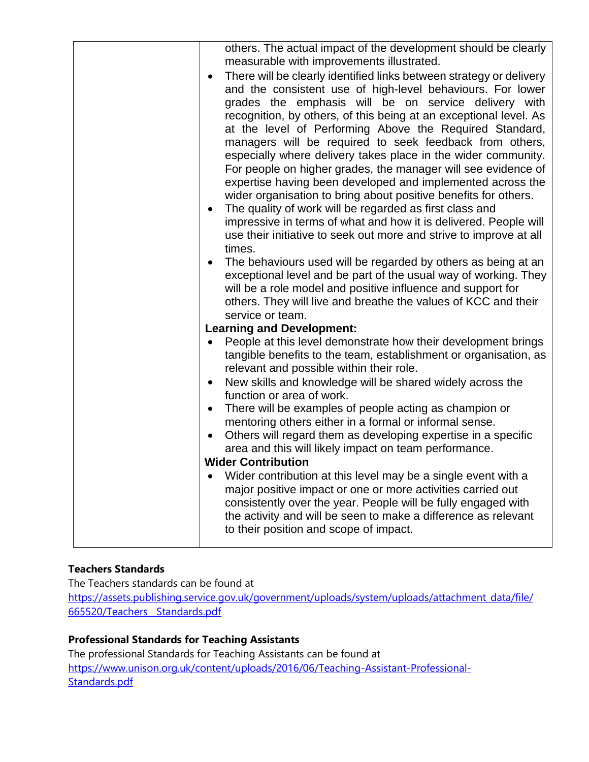| | |
|---|---|
| | others. The actual impact of the development should be clearly measurable with improvements illustrated.<br>• There will be clearly identified links between strategy or delivery and the consistent use of high-level behaviours. For lower grades the emphasis will be on service delivery with recognition, by others, of this being at an exceptional level. As at the level of Performing Above the Required Standard, managers will be required to seek feedback from others, especially where delivery takes place in the wider community. For people on higher grades, the manager will see evidence of expertise having been developed and implemented across the wider organisation to bring about positive benefits for others.<br>• The quality of work will be regarded as first class and impressive in terms of what and how it is delivered. People will use their initiative to seek out more and strive to improve at all times.<br>• The behaviours used will be regarded by others as being at an exceptional level and be part of the usual way of working. They will be a role model and positive influence and support for others. They will live and breathe the values of KCC and their service or team.<br>**Learning and Development:**<br>• People at this level demonstrate how their development brings tangible benefits to the team, establishment or organisation, as relevant and possible within their role.<br>• New skills and knowledge will be shared widely across the function or area of work.<br>• There will be examples of people acting as champion or mentoring others either in a formal or informal sense.<br>• Others will regard them as developing expertise in a specific area and this will likely impact on team performance.<br>**Wider Contribution**<br>• Wider contribution at this level may be a single event with a major positive impact or one or more activities carried out consistently over the year. People will be fully engaged with the activity and will be seen to make a difference as relevant to their position and scope of impact. |

**Teachers Standards**

The Teachers standards can be found at
https://assets.publishing.service.gov.uk/government/uploads/system/uploads/attachment_data/file/665520/Teachers__Standards.pdf

**Professional Standards for Teaching Assistants**

The professional Standards for Teaching Assistants can be found at
https://www.unison.org.uk/content/uploads/2016/06/Teaching-Assistant-Professional-Standards.pdf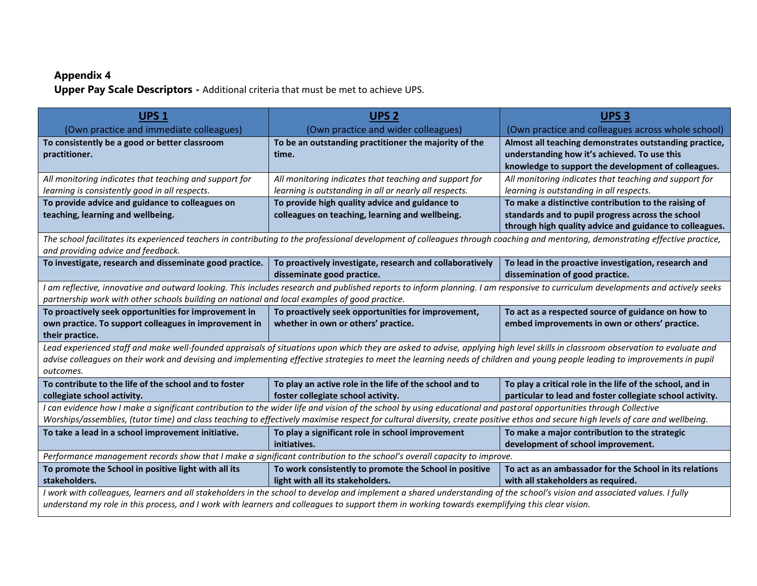**Appendix 4**

**Upper Pay Scale Descriptors -** Additional criteria that must be met to achieve UPS.

| **UPS 1** (Own practice and immediate colleagues) | **UPS 2** (Own practice and wider colleagues) | **UPS 3** (Own practice and colleagues across whole school) |
|---|---|---|
| **To consistently be a good or better classroom practitioner.** | **To be an outstanding practitioner the majority of the time.** | **Almost all teaching demonstrates outstanding practice, understanding how it's achieved. To use this knowledge to support the development of colleagues.** |
| *All monitoring indicates that teaching and support for learning is consistently good in all respects.* | *All monitoring indicates that teaching and support for learning is outstanding in all or nearly all respects.* | *All monitoring indicates that teaching and support for learning is outstanding in all respects.* |
| **To provide advice and guidance to colleagues on teaching, learning and wellbeing.** | **To provide high quality advice and guidance to colleagues on teaching, learning and wellbeing.** | **To make a distinctive contribution to the raising of standards and to pupil progress across the school through high quality advice and guidance to colleagues.** |
| *The school facilitates its experienced teachers in contributing to the professional development of colleagues through coaching and mentoring, demonstrating effective practice, and providing advice and feedback.* | | |
| **To investigate, research and disseminate good practice.** | **To proactively investigate, research and collaboratively disseminate good practice.** | **To lead in the proactive investigation, research and dissemination of good practice.** |
| *I am reflective, innovative and outward looking. This includes research and published reports to inform planning. I am responsive to curriculum developments and actively seeks partnership work with other schools building on national and local examples of good practice.* | | |
| **To proactively seek opportunities for improvement in own practice. To support colleagues in improvement in their practice.** | **To proactively seek opportunities for improvement, whether in own or others' practice.** | **To act as a respected source of guidance on how to embed improvements in own or others' practice.** |
| *Lead experienced staff and make well-founded appraisals of situations upon which they are asked to advise, applying high level skills in classroom observation to evaluate and advise colleagues on their work and devising and implementing effective strategies to meet the learning needs of children and young people leading to improvements in pupil outcomes.* | | |
| **To contribute to the life of the school and to foster collegiate school activity.** | **To play an active role in the life of the school and to foster collegiate school activity.** | **To play a critical role in the life of the school, and in particular to lead and foster collegiate school activity.** |
| *I can evidence how I make a significant contribution to the wider life and vision of the school by using educational and pastoral opportunities through Collective Worships/assemblies, (tutor time) and class teaching to effectively maximise respect for cultural diversity, create positive ethos and secure high levels of care and wellbeing.* | | |
| **To take a lead in a school improvement initiative.** | **To play a significant role in school improvement initiatives.** | **To make a major contribution to the strategic development of school improvement.** |
| *Performance management records show that I make a significant contribution to the school's overall capacity to improve.* | | |
| **To promote the School in positive light with all its stakeholders.** | **To work consistently to promote the School in positive light with all its stakeholders.** | **To act as an ambassador for the School in its relations with all stakeholders as required.** |
| *I work with colleagues, learners and all stakeholders in the school to develop and implement a shared understanding of the school's vision and associated values. I fully understand my role in this process, and I work with learners and colleagues to support them in working towards exemplifying this clear vision.* | | |